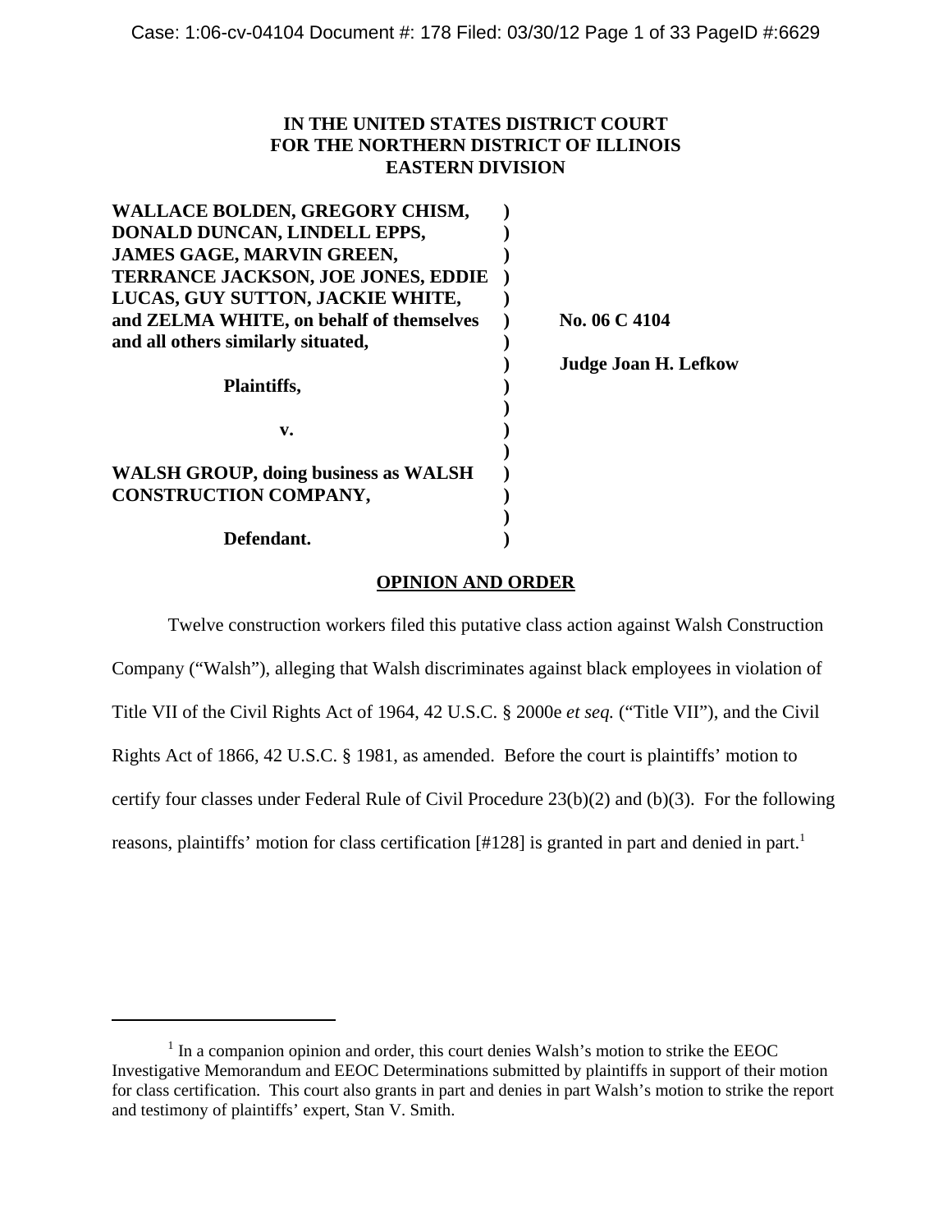IN THE UNITED STATES DISTRICT COURT
FOR THE NORTHERN DISTRICT OF ILLINOIS
EASTERN DIVISION

| | | |
|---|---|---|
| **WALLACE BOLDEN, GREGORY CHISM, DONALD DUNCAN, LINDELL EPPS, JAMES GAGE, MARVIN GREEN, TERRANCE JACKSON, JOE JONES, EDDIE LUCAS, GUY SUTTON, JACKIE WHITE, and ZELMA WHITE, on behalf of themselves and all others similarly situated,** | ) | **No. 06 C 4104** |
| **Plaintiffs,** | ) | **Judge Joan H. Lefkow** |
| **v.** | ) | |
| **WALSH GROUP, doing business as WALSH CONSTRUCTION COMPANY,** | ) | |
| **Defendant.** | ) | |

**OPINION AND ORDER**

Twelve construction workers filed this putative class action against Walsh Construction Company ("Walsh"), alleging that Walsh discriminates against black employees in violation of Title VII of the Civil Rights Act of 1964, 42 U.S.C. § 2000e *et seq.* ("Title VII"), and the Civil Rights Act of 1866, 42 U.S.C. § 1981, as amended. Before the court is plaintiffs' motion to certify four classes under Federal Rule of Civil Procedure 23(b)(2) and (b)(3). For the following reasons, plaintiffs' motion for class certification [#128] is granted in part and denied in part.[1]

[1] In a companion opinion and order, this court denies Walsh's motion to strike the EEOC Investigative Memorandum and EEOC Determinations submitted by plaintiffs in support of their motion for class certification. This court also grants in part and denies in part Walsh's motion to strike the report and testimony of plaintiffs' expert, Stan V. Smith.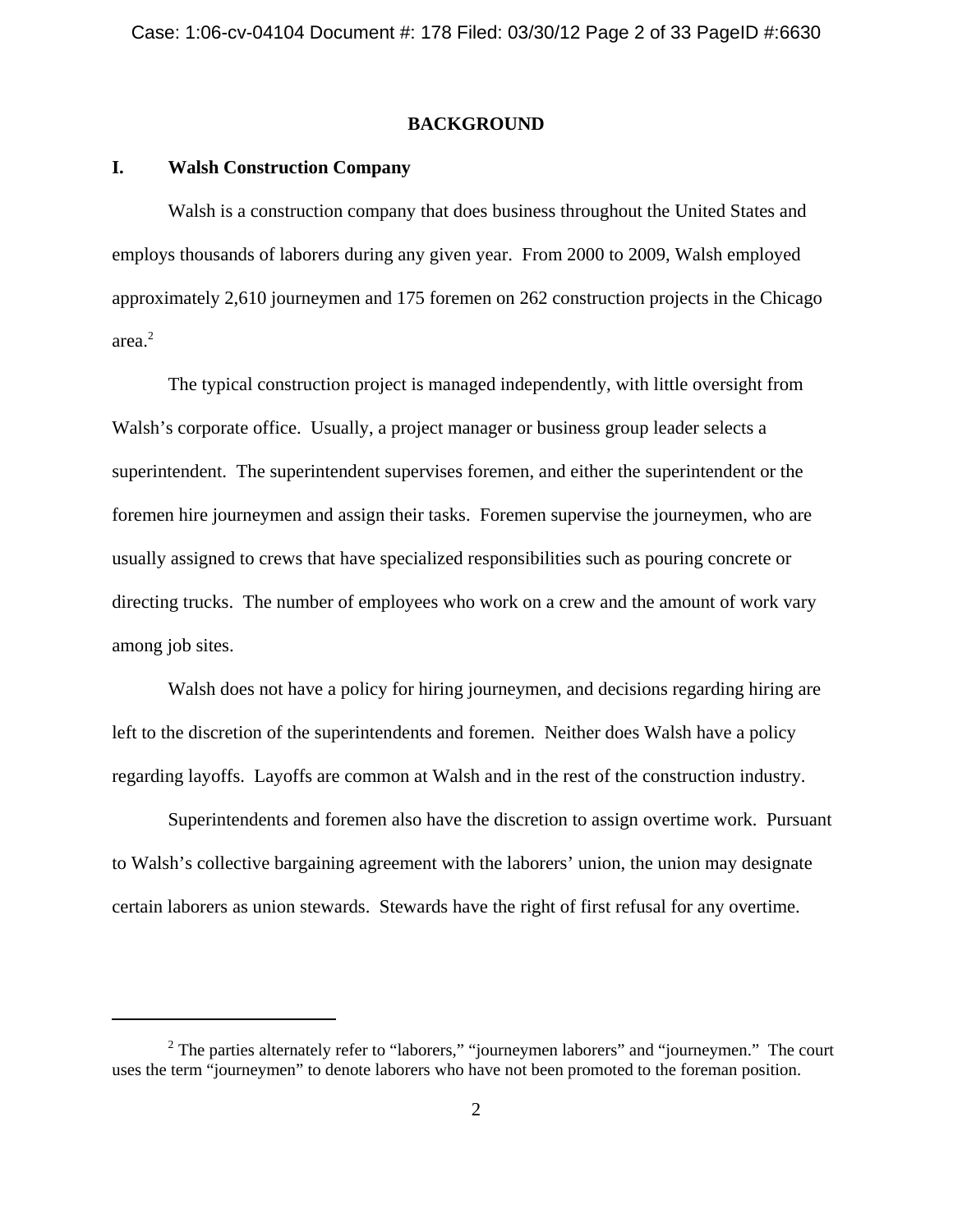## BACKGROUND

### I. Walsh Construction Company

Walsh is a construction company that does business throughout the United States and employs thousands of laborers during any given year. From 2000 to 2009, Walsh employed approximately 2,610 journeymen and 175 foremen on 262 construction projects in the Chicago area.[2]

The typical construction project is managed independently, with little oversight from Walsh's corporate office. Usually, a project manager or business group leader selects a superintendent. The superintendent supervises foremen, and either the superintendent or the foremen hire journeymen and assign their tasks. Foremen supervise the journeymen, who are usually assigned to crews that have specialized responsibilities such as pouring concrete or directing trucks. The number of employees who work on a crew and the amount of work vary among job sites.

Walsh does not have a policy for hiring journeymen, and decisions regarding hiring are left to the discretion of the superintendents and foremen. Neither does Walsh have a policy regarding layoffs. Layoffs are common at Walsh and in the rest of the construction industry.

Superintendents and foremen also have the discretion to assign overtime work. Pursuant to Walsh's collective bargaining agreement with the laborers' union, the union may designate certain laborers as union stewards. Stewards have the right of first refusal for any overtime.

---

[2] The parties alternately refer to "laborers," "journeymen laborers" and "journeymen." The court uses the term "journeymen" to denote laborers who have not been promoted to the foreman position.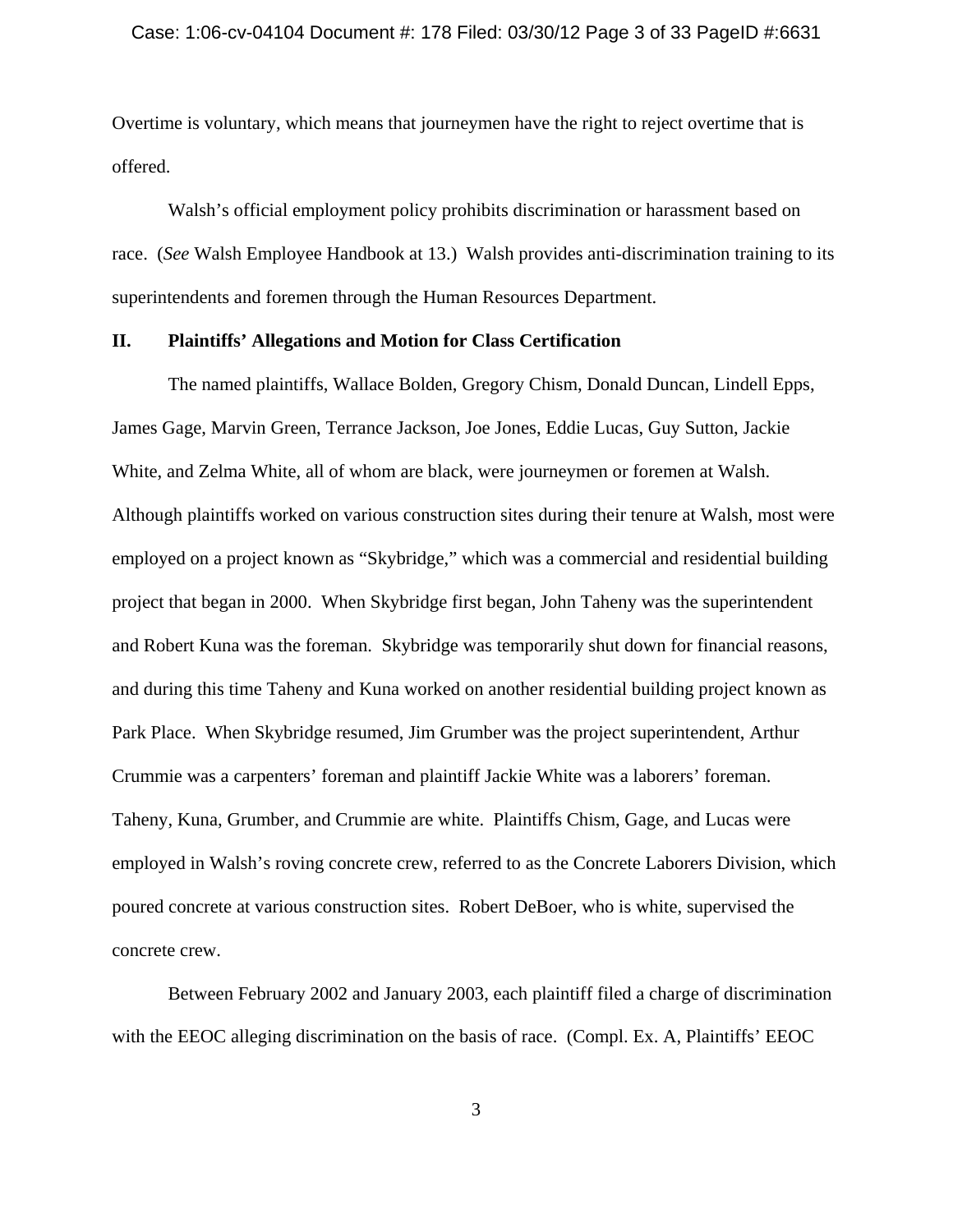Overtime is voluntary, which means that journeymen have the right to reject overtime that is offered.

Walsh's official employment policy prohibits discrimination or harassment based on race. (*See* Walsh Employee Handbook at 13.) Walsh provides anti-discrimination training to its superintendents and foremen through the Human Resources Department.

## II. Plaintiffs' Allegations and Motion for Class Certification

The named plaintiffs, Wallace Bolden, Gregory Chism, Donald Duncan, Lindell Epps, James Gage, Marvin Green, Terrance Jackson, Joe Jones, Eddie Lucas, Guy Sutton, Jackie White, and Zelma White, all of whom are black, were journeymen or foremen at Walsh. Although plaintiffs worked on various construction sites during their tenure at Walsh, most were employed on a project known as "Skybridge," which was a commercial and residential building project that began in 2000. When Skybridge first began, John Taheny was the superintendent and Robert Kuna was the foreman. Skybridge was temporarily shut down for financial reasons, and during this time Taheny and Kuna worked on another residential building project known as Park Place. When Skybridge resumed, Jim Grumber was the project superintendent, Arthur Crummie was a carpenters' foreman and plaintiff Jackie White was a laborers' foreman. Taheny, Kuna, Grumber, and Crummie are white. Plaintiffs Chism, Gage, and Lucas were employed in Walsh's roving concrete crew, referred to as the Concrete Laborers Division, which poured concrete at various construction sites. Robert DeBoer, who is white, supervised the concrete crew.

Between February 2002 and January 2003, each plaintiff filed a charge of discrimination with the EEOC alleging discrimination on the basis of race. (Compl. Ex. A, Plaintiffs' EEOC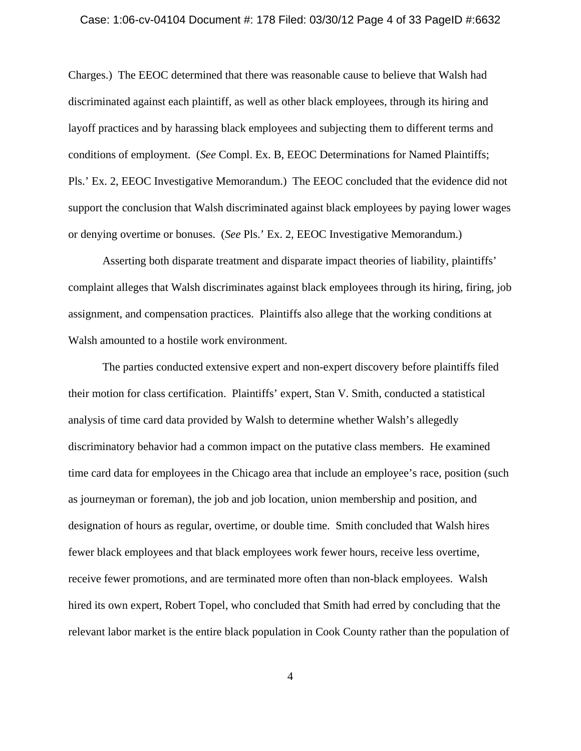Charges.) The EEOC determined that there was reasonable cause to believe that Walsh had discriminated against each plaintiff, as well as other black employees, through its hiring and layoff practices and by harassing black employees and subjecting them to different terms and conditions of employment. (*See* Compl. Ex. B, EEOC Determinations for Named Plaintiffs; Pls.' Ex. 2, EEOC Investigative Memorandum.) The EEOC concluded that the evidence did not support the conclusion that Walsh discriminated against black employees by paying lower wages or denying overtime or bonuses. (*See* Pls.' Ex. 2, EEOC Investigative Memorandum.)

Asserting both disparate treatment and disparate impact theories of liability, plaintiffs' complaint alleges that Walsh discriminates against black employees through its hiring, firing, job assignment, and compensation practices. Plaintiffs also allege that the working conditions at Walsh amounted to a hostile work environment.

The parties conducted extensive expert and non-expert discovery before plaintiffs filed their motion for class certification. Plaintiffs' expert, Stan V. Smith, conducted a statistical analysis of time card data provided by Walsh to determine whether Walsh's allegedly discriminatory behavior had a common impact on the putative class members. He examined time card data for employees in the Chicago area that include an employee's race, position (such as journeyman or foreman), the job and job location, union membership and position, and designation of hours as regular, overtime, or double time. Smith concluded that Walsh hires fewer black employees and that black employees work fewer hours, receive less overtime, receive fewer promotions, and are terminated more often than non-black employees. Walsh hired its own expert, Robert Topel, who concluded that Smith had erred by concluding that the relevant labor market is the entire black population in Cook County rather than the population of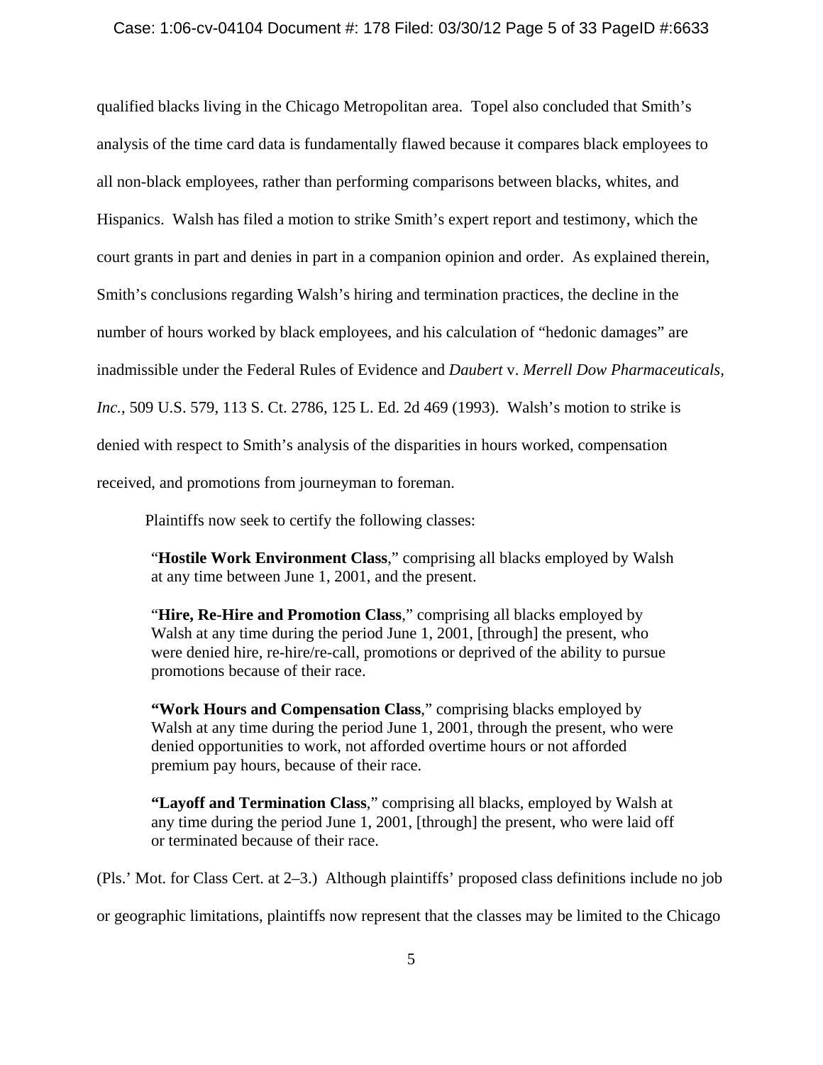qualified blacks living in the Chicago Metropolitan area. Topel also concluded that Smith's analysis of the time card data is fundamentally flawed because it compares black employees to all non-black employees, rather than performing comparisons between blacks, whites, and Hispanics. Walsh has filed a motion to strike Smith's expert report and testimony, which the court grants in part and denies in part in a companion opinion and order. As explained therein, Smith's conclusions regarding Walsh's hiring and termination practices, the decline in the number of hours worked by black employees, and his calculation of "hedonic damages" are inadmissible under the Federal Rules of Evidence and *Daubert* v. *Merrell Dow Pharmaceuticals, Inc.*, 509 U.S. 579, 113 S. Ct. 2786, 125 L. Ed. 2d 469 (1993). Walsh's motion to strike is denied with respect to Smith's analysis of the disparities in hours worked, compensation received, and promotions from journeyman to foreman.

Plaintiffs now seek to certify the following classes:

> "**Hostile Work Environment Class**," comprising all blacks employed by Walsh at any time between June 1, 2001, and the present.
>
> "**Hire, Re-Hire and Promotion Class**," comprising all blacks employed by Walsh at any time during the period June 1, 2001, [through] the present, who were denied hire, re-hire/re-call, promotions or deprived of the ability to pursue promotions because of their race.
>
> **"Work Hours and Compensation Class**," comprising blacks employed by Walsh at any time during the period June 1, 2001, through the present, who were denied opportunities to work, not afforded overtime hours or not afforded premium pay hours, because of their race.
>
> **"Layoff and Termination Class**," comprising all blacks, employed by Walsh at any time during the period June 1, 2001, [through] the present, who were laid off or terminated because of their race.

(Pls.' Mot. for Class Cert. at 2–3.) Although plaintiffs' proposed class definitions include no job or geographic limitations, plaintiffs now represent that the classes may be limited to the Chicago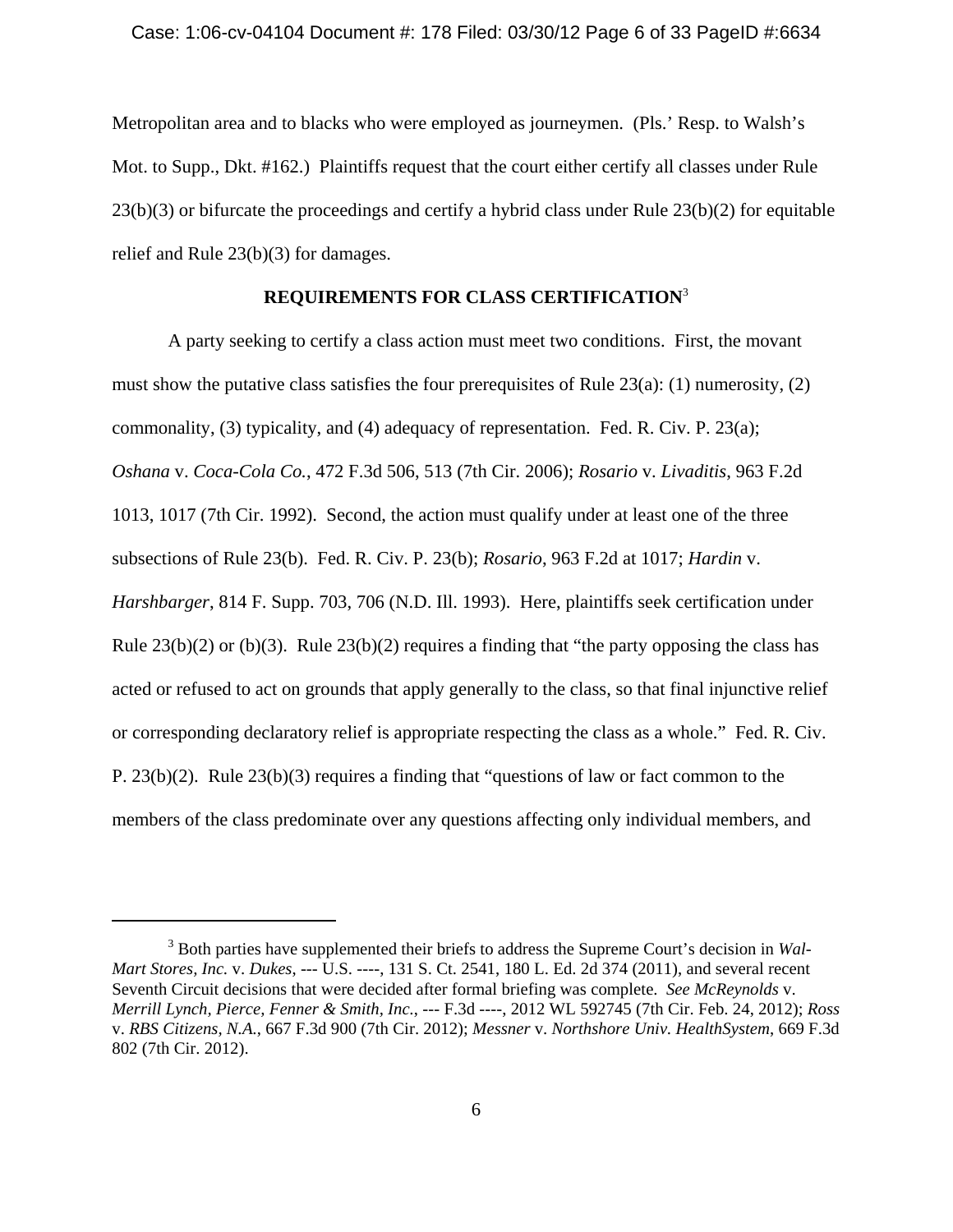Metropolitan area and to blacks who were employed as journeymen. (Pls.' Resp. to Walsh's Mot. to Supp., Dkt. #162.) Plaintiffs request that the court either certify all classes under Rule 23(b)(3) or bifurcate the proceedings and certify a hybrid class under Rule 23(b)(2) for equitable relief and Rule 23(b)(3) for damages.

## REQUIREMENTS FOR CLASS CERTIFICATION[3]

A party seeking to certify a class action must meet two conditions. First, the movant must show the putative class satisfies the four prerequisites of Rule 23(a): (1) numerosity, (2) commonality, (3) typicality, and (4) adequacy of representation. Fed. R. Civ. P. 23(a); *Oshana* v. *Coca-Cola Co.*, 472 F.3d 506, 513 (7th Cir. 2006); *Rosario* v. *Livaditis*, 963 F.2d 1013, 1017 (7th Cir. 1992). Second, the action must qualify under at least one of the three subsections of Rule 23(b). Fed. R. Civ. P. 23(b); *Rosario*, 963 F.2d at 1017; *Hardin* v. *Harshbarger*, 814 F. Supp. 703, 706 (N.D. Ill. 1993). Here, plaintiffs seek certification under Rule 23(b)(2) or (b)(3). Rule 23(b)(2) requires a finding that "the party opposing the class has acted or refused to act on grounds that apply generally to the class, so that final injunctive relief or corresponding declaratory relief is appropriate respecting the class as a whole." Fed. R. Civ. P. 23(b)(2). Rule 23(b)(3) requires a finding that "questions of law or fact common to the members of the class predominate over any questions affecting only individual members, and

---

[3] Both parties have supplemented their briefs to address the Supreme Court's decision in *Wal-Mart Stores, Inc.* v. *Dukes*, --- U.S. ----, 131 S. Ct. 2541, 180 L. Ed. 2d 374 (2011), and several recent Seventh Circuit decisions that were decided after formal briefing was complete. *See McReynolds* v. *Merrill Lynch, Pierce, Fenner & Smith, Inc.*, --- F.3d ----, 2012 WL 592745 (7th Cir. Feb. 24, 2012); *Ross* v. *RBS Citizens, N.A.*, 667 F.3d 900 (7th Cir. 2012); *Messner* v. *Northshore Univ. HealthSystem*, 669 F.3d 802 (7th Cir. 2012).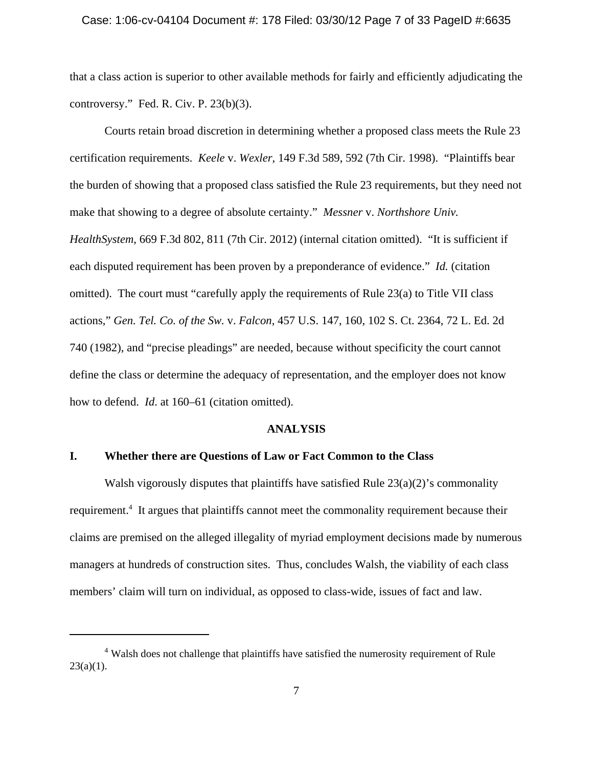that a class action is superior to other available methods for fairly and efficiently adjudicating the controversy." Fed. R. Civ. P. 23(b)(3).

Courts retain broad discretion in determining whether a proposed class meets the Rule 23 certification requirements. *Keele* v. *Wexler*, 149 F.3d 589, 592 (7th Cir. 1998). "Plaintiffs bear the burden of showing that a proposed class satisfied the Rule 23 requirements, but they need not make that showing to a degree of absolute certainty." *Messner* v. *Northshore Univ. HealthSystem*, 669 F.3d 802, 811 (7th Cir. 2012) (internal citation omitted). "It is sufficient if each disputed requirement has been proven by a preponderance of evidence." *Id.* (citation omitted). The court must "carefully apply the requirements of Rule 23(a) to Title VII class actions," *Gen. Tel. Co. of the Sw.* v. *Falcon*, 457 U.S. 147, 160, 102 S. Ct. 2364, 72 L. Ed. 2d 740 (1982), and "precise pleadings" are needed, because without specificity the court cannot define the class or determine the adequacy of representation, and the employer does not know how to defend. *Id.* at 160–61 (citation omitted).

## ANALYSIS

### I. Whether there are Questions of Law or Fact Common to the Class

Walsh vigorously disputes that plaintiffs have satisfied Rule 23(a)(2)'s commonality requirement.[4] It argues that plaintiffs cannot meet the commonality requirement because their claims are premised on the alleged illegality of myriad employment decisions made by numerous managers at hundreds of construction sites. Thus, concludes Walsh, the viability of each class members' claim will turn on individual, as opposed to class-wide, issues of fact and law.

---

[4] Walsh does not challenge that plaintiffs have satisfied the numerosity requirement of Rule 23(a)(1).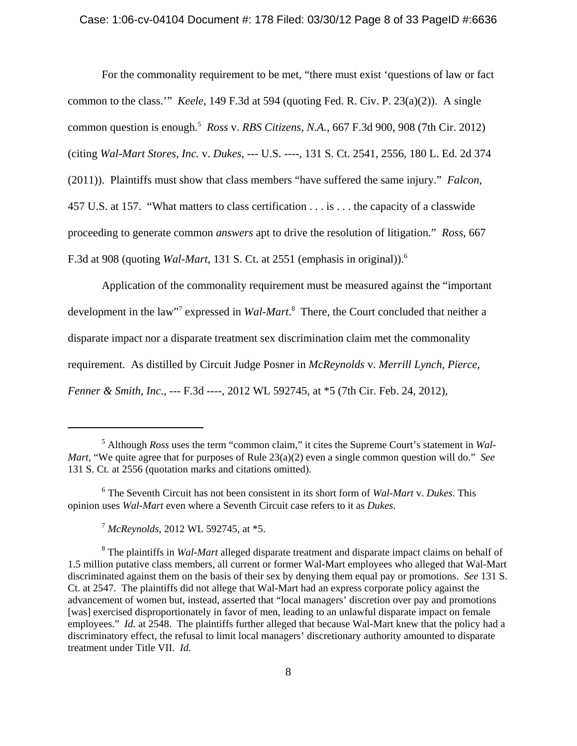For the commonality requirement to be met, "there must exist 'questions of law or fact common to the class.'" *Keele*, 149 F.3d at 594 (quoting Fed. R. Civ. P. 23(a)(2)). A single common question is enough.[5] *Ross* v. *RBS Citizens, N.A.*, 667 F.3d 900, 908 (7th Cir. 2012) (citing *Wal-Mart Stores, Inc.* v. *Dukes*, --- U.S. ----, 131 S. Ct. 2541, 2556, 180 L. Ed. 2d 374 (2011)). Plaintiffs must show that class members "have suffered the same injury." *Falcon*, 457 U.S. at 157. "What matters to class certification . . . is . . . the capacity of a classwide proceeding to generate common *answers* apt to drive the resolution of litigation." *Ross*, 667 F.3d at 908 (quoting *Wal-Mart*, 131 S. Ct. at 2551 (emphasis in original)).[6]

Application of the commonality requirement must be measured against the "important development in the law"[7] expressed in *Wal-Mart*.[8] There, the Court concluded that neither a disparate impact nor a disparate treatment sex discrimination claim met the commonality requirement. As distilled by Circuit Judge Posner in *McReynolds* v. *Merrill Lynch, Pierce, Fenner & Smith, Inc*., --- F.3d ----, 2012 WL 592745, at *5 (7th Cir. Feb. 24, 2012),

---

[5] Although *Ross* uses the term "common claim," it cites the Supreme Court's statement in *Wal-Mart*, "We quite agree that for purposes of Rule 23(a)(2) even a single common question will do." *See* 131 S. Ct. at 2556 (quotation marks and citations omitted).

[6] The Seventh Circuit has not been consistent in its short form of *Wal-Mart* v. *Dukes*. This opinion uses *Wal-Mart* even where a Seventh Circuit case refers to it as *Dukes*.

[7] *McReynolds*, 2012 WL 592745, at *5.

[8] The plaintiffs in *Wal-Mart* alleged disparate treatment and disparate impact claims on behalf of 1.5 million putative class members, all current or former Wal-Mart employees who alleged that Wal-Mart discriminated against them on the basis of their sex by denying them equal pay or promotions. *See* 131 S. Ct. at 2547. The plaintiffs did not allege that Wal-Mart had an express corporate policy against the advancement of women but, instead, asserted that "local managers' discretion over pay and promotions [was] exercised disproportionately in favor of men, leading to an unlawful disparate impact on female employees." *Id.* at 2548. The plaintiffs further alleged that because Wal-Mart knew that the policy had a discriminatory effect, the refusal to limit local managers' discretionary authority amounted to disparate treatment under Title VII. *Id.*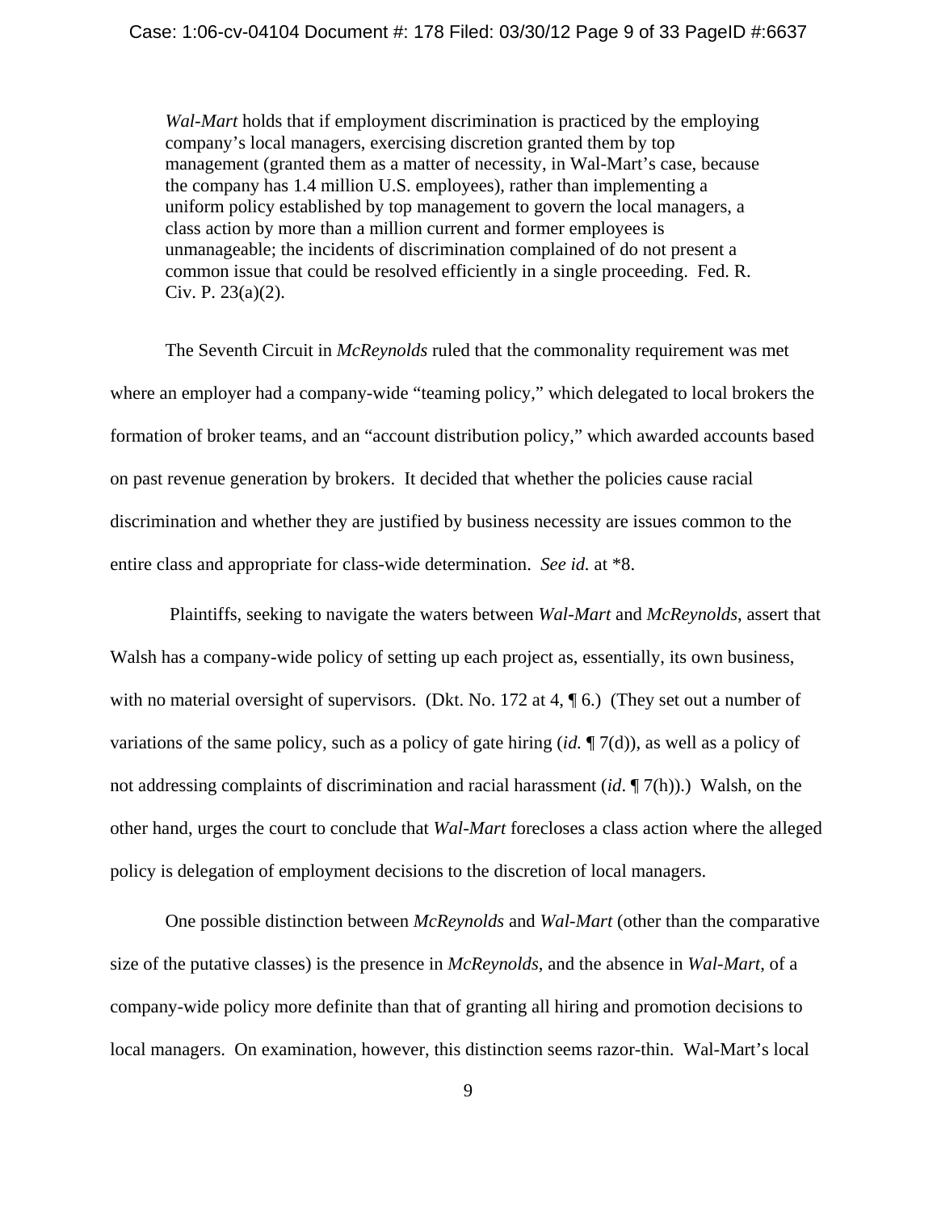> *Wal-Mart* holds that if employment discrimination is practiced by the employing company's local managers, exercising discretion granted them by top management (granted them as a matter of necessity, in Wal-Mart's case, because the company has 1.4 million U.S. employees), rather than implementing a uniform policy established by top management to govern the local managers, a class action by more than a million current and former employees is unmanageable; the incidents of discrimination complained of do not present a common issue that could be resolved efficiently in a single proceeding. Fed. R. Civ. P. 23(a)(2).

The Seventh Circuit in *McReynolds* ruled that the commonality requirement was met where an employer had a company-wide "teaming policy," which delegated to local brokers the formation of broker teams, and an "account distribution policy," which awarded accounts based on past revenue generation by brokers. It decided that whether the policies cause racial discrimination and whether they are justified by business necessity are issues common to the entire class and appropriate for class-wide determination. *See id.* at *8.

Plaintiffs, seeking to navigate the waters between *Wal-Mart* and *McReynolds*, assert that Walsh has a company-wide policy of setting up each project as, essentially, its own business, with no material oversight of supervisors. (Dkt. No. 172 at 4, ¶ 6.) (They set out a number of variations of the same policy, such as a policy of gate hiring (*id.* ¶ 7(d)), as well as a policy of not addressing complaints of discrimination and racial harassment (*id*. ¶ 7(h)).) Walsh, on the other hand, urges the court to conclude that *Wal-Mart* forecloses a class action where the alleged policy is delegation of employment decisions to the discretion of local managers.

One possible distinction between *McReynolds* and *Wal-Mart* (other than the comparative size of the putative classes) is the presence in *McReynolds*, and the absence in *Wal-Mart*, of a company-wide policy more definite than that of granting all hiring and promotion decisions to local managers. On examination, however, this distinction seems razor-thin. Wal-Mart's local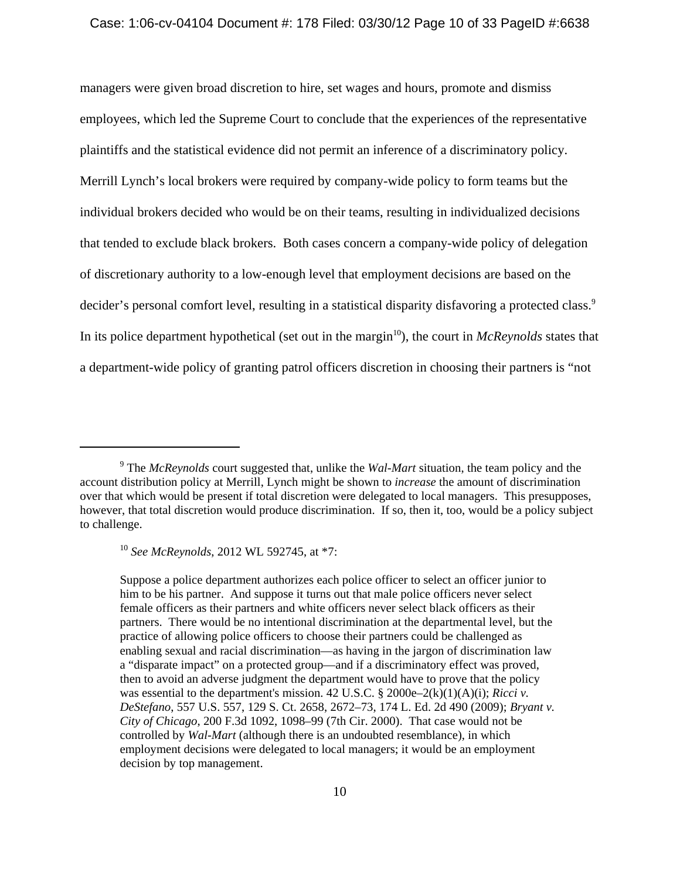managers were given broad discretion to hire, set wages and hours, promote and dismiss employees, which led the Supreme Court to conclude that the experiences of the representative plaintiffs and the statistical evidence did not permit an inference of a discriminatory policy. Merrill Lynch's local brokers were required by company-wide policy to form teams but the individual brokers decided who would be on their teams, resulting in individualized decisions that tended to exclude black brokers. Both cases concern a company-wide policy of delegation of discretionary authority to a low-enough level that employment decisions are based on the decider's personal comfort level, resulting in a statistical disparity disfavoring a protected class.[9] In its police department hypothetical (set out in the margin[10]), the court in *McReynolds* states that a department-wide policy of granting patrol officers discretion in choosing their partners is "not

---

[9] The *McReynolds* court suggested that, unlike the *Wal-Mart* situation, the team policy and the account distribution policy at Merrill, Lynch might be shown to *increase* the amount of discrimination over that which would be present if total discretion were delegated to local managers. This presupposes, however, that total discretion would produce discrimination. If so, then it, too, would be a policy subject to challenge.

[10] *See McReynolds*, 2012 WL 592745, at *7:

> Suppose a police department authorizes each police officer to select an officer junior to him to be his partner. And suppose it turns out that male police officers never select female officers as their partners and white officers never select black officers as their partners. There would be no intentional discrimination at the departmental level, but the practice of allowing police officers to choose their partners could be challenged as enabling sexual and racial discrimination—as having in the jargon of discrimination law a "disparate impact" on a protected group—and if a discriminatory effect was proved, then to avoid an adverse judgment the department would have to prove that the policy was essential to the department's mission. 42 U.S.C. § 2000e–2(k)(1)(A)(i); *Ricci v. DeStefano*, 557 U.S. 557, 129 S. Ct. 2658, 2672–73, 174 L. Ed. 2d 490 (2009); *Bryant v. City of Chicago*, 200 F.3d 1092, 1098–99 (7th Cir. 2000). That case would not be controlled by *Wal-Mart* (although there is an undoubted resemblance), in which employment decisions were delegated to local managers; it would be an employment decision by top management.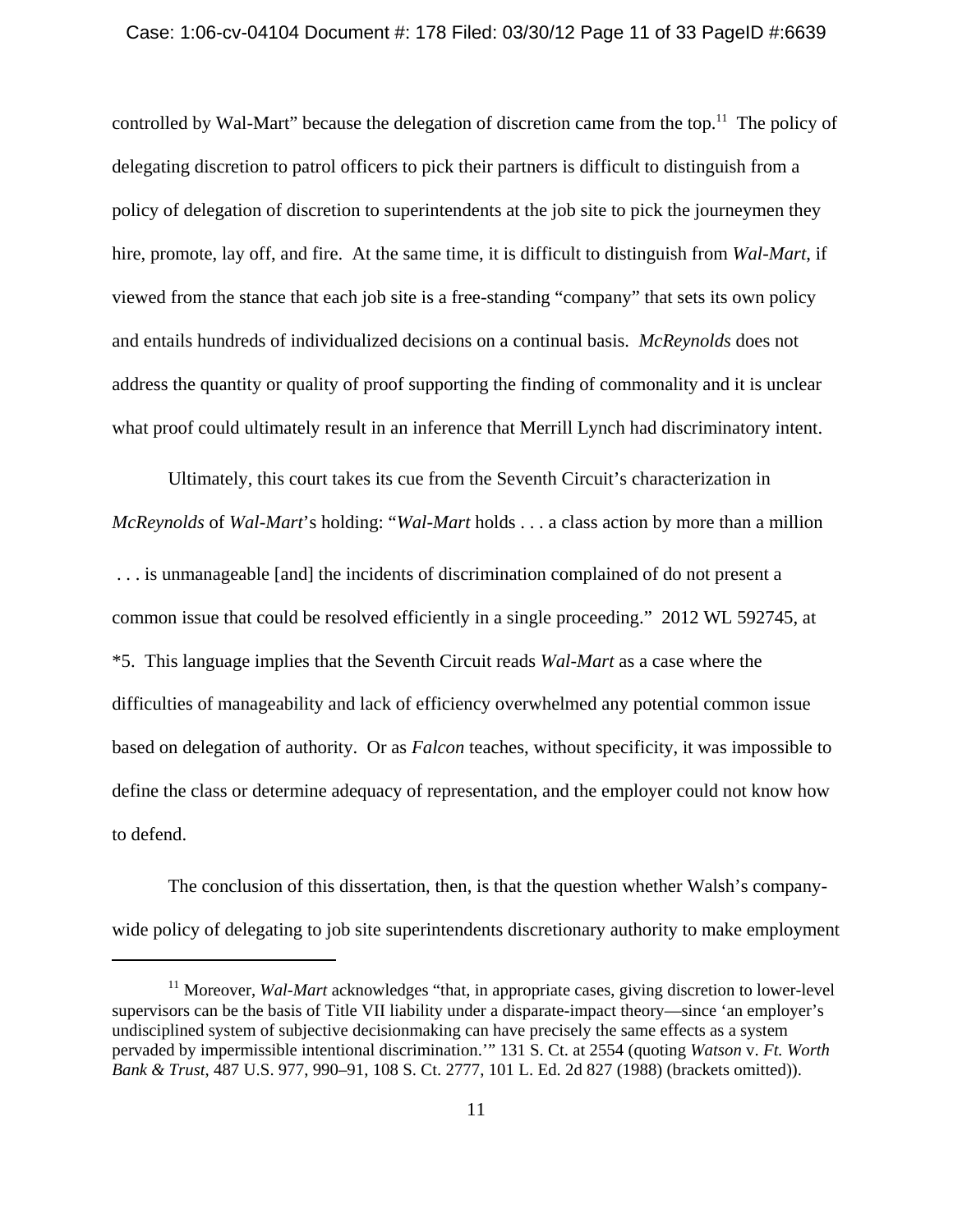controlled by Wal-Mart" because the delegation of discretion came from the top.[11] The policy of delegating discretion to patrol officers to pick their partners is difficult to distinguish from a policy of delegation of discretion to superintendents at the job site to pick the journeymen they hire, promote, lay off, and fire. At the same time, it is difficult to distinguish from *Wal-Mart*, if viewed from the stance that each job site is a free-standing "company" that sets its own policy and entails hundreds of individualized decisions on a continual basis. *McReynolds* does not address the quantity or quality of proof supporting the finding of commonality and it is unclear what proof could ultimately result in an inference that Merrill Lynch had discriminatory intent.

Ultimately, this court takes its cue from the Seventh Circuit's characterization in *McReynolds* of *Wal-Mart*'s holding: "*Wal-Mart* holds . . . a class action by more than a million . . . is unmanageable [and] the incidents of discrimination complained of do not present a common issue that could be resolved efficiently in a single proceeding." 2012 WL 592745, at *5. This language implies that the Seventh Circuit reads *Wal-Mart* as a case where the difficulties of manageability and lack of efficiency overwhelmed any potential common issue based on delegation of authority. Or as *Falcon* teaches, without specificity, it was impossible to define the class or determine adequacy of representation, and the employer could not know how to defend.

The conclusion of this dissertation, then, is that the question whether Walsh's company-wide policy of delegating to job site superintendents discretionary authority to make employment

---

[11] Moreover, *Wal-Mart* acknowledges "that, in appropriate cases, giving discretion to lower-level supervisors can be the basis of Title VII liability under a disparate-impact theory—since 'an employer's undisciplined system of subjective decisionmaking can have precisely the same effects as a system pervaded by impermissible intentional discrimination.'" 131 S. Ct. at 2554 (quoting *Watson* v. *Ft. Worth Bank & Trust*, 487 U.S. 977, 990–91, 108 S. Ct. 2777, 101 L. Ed. 2d 827 (1988) (brackets omitted)).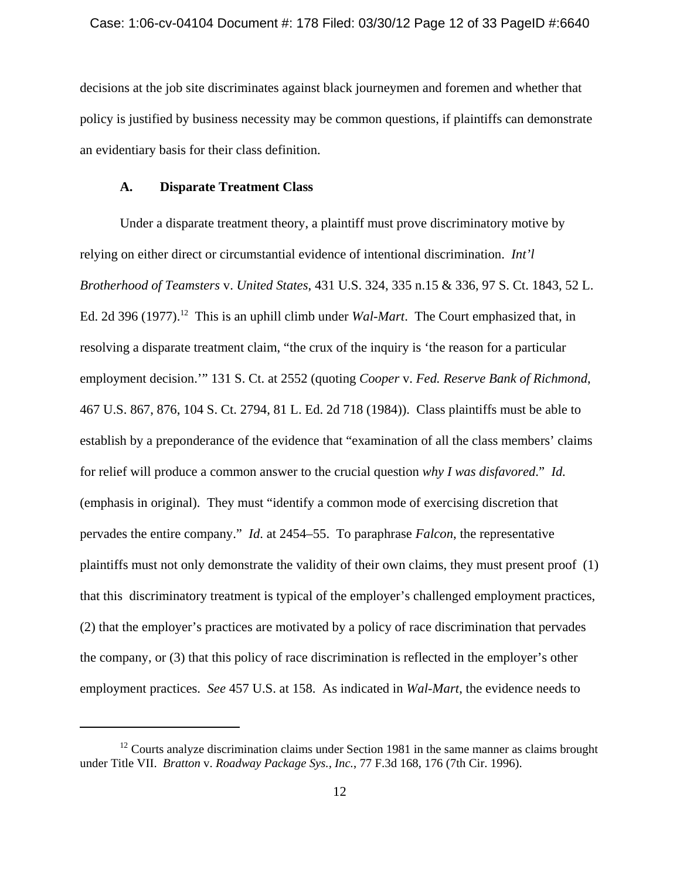decisions at the job site discriminates against black journeymen and foremen and whether that policy is justified by business necessity may be common questions, if plaintiffs can demonstrate an evidentiary basis for their class definition.

### A. Disparate Treatment Class

Under a disparate treatment theory, a plaintiff must prove discriminatory motive by relying on either direct or circumstantial evidence of intentional discrimination. *Int'l Brotherhood of Teamsters* v. *United States*, 431 U.S. 324, 335 n.15 & 336, 97 S. Ct. 1843, 52 L. Ed. 2d 396 (1977).[12] This is an uphill climb under *Wal-Mart*. The Court emphasized that, in resolving a disparate treatment claim, "the crux of the inquiry is 'the reason for a particular employment decision.'" 131 S. Ct. at 2552 (quoting *Cooper* v. *Fed. Reserve Bank of Richmond*, 467 U.S. 867, 876, 104 S. Ct. 2794, 81 L. Ed. 2d 718 (1984)). Class plaintiffs must be able to establish by a preponderance of the evidence that "examination of all the class members' claims for relief will produce a common answer to the crucial question *why I was disfavored*." *Id.* (emphasis in original). They must "identify a common mode of exercising discretion that pervades the entire company." *Id*. at 2454–55. To paraphrase *Falcon*, the representative plaintiffs must not only demonstrate the validity of their own claims, they must present proof (1) that this discriminatory treatment is typical of the employer's challenged employment practices, (2) that the employer's practices are motivated by a policy of race discrimination that pervades the company, or (3) that this policy of race discrimination is reflected in the employer's other employment practices. *See* 457 U.S. at 158. As indicated in *Wal-Mart*, the evidence needs to

[12] Courts analyze discrimination claims under Section 1981 in the same manner as claims brought under Title VII. *Bratton* v. *Roadway Package Sys., Inc.*, 77 F.3d 168, 176 (7th Cir. 1996).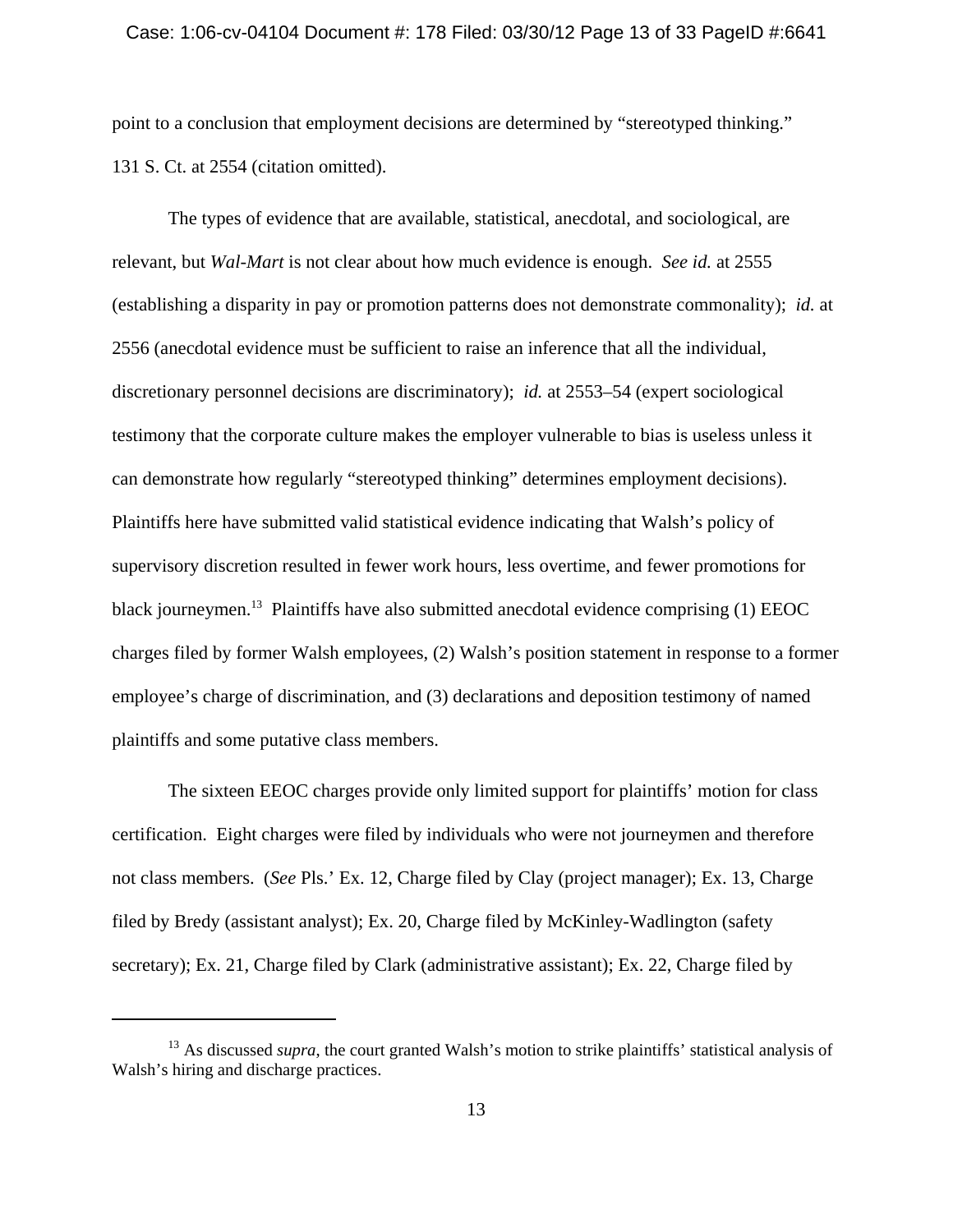point to a conclusion that employment decisions are determined by "stereotyped thinking." 131 S. Ct. at 2554 (citation omitted).

The types of evidence that are available, statistical, anecdotal, and sociological, are relevant, but *Wal-Mart* is not clear about how much evidence is enough. *See id.* at 2555 (establishing a disparity in pay or promotion patterns does not demonstrate commonality); *id.* at 2556 (anecdotal evidence must be sufficient to raise an inference that all the individual, discretionary personnel decisions are discriminatory); *id.* at 2553–54 (expert sociological testimony that the corporate culture makes the employer vulnerable to bias is useless unless it can demonstrate how regularly "stereotyped thinking" determines employment decisions). Plaintiffs here have submitted valid statistical evidence indicating that Walsh's policy of supervisory discretion resulted in fewer work hours, less overtime, and fewer promotions for black journeymen.[13] Plaintiffs have also submitted anecdotal evidence comprising (1) EEOC charges filed by former Walsh employees, (2) Walsh's position statement in response to a former employee's charge of discrimination, and (3) declarations and deposition testimony of named plaintiffs and some putative class members.

The sixteen EEOC charges provide only limited support for plaintiffs' motion for class certification. Eight charges were filed by individuals who were not journeymen and therefore not class members. (*See* Pls.' Ex. 12, Charge filed by Clay (project manager); Ex. 13, Charge filed by Bredy (assistant analyst); Ex. 20, Charge filed by McKinley-Wadlington (safety secretary); Ex. 21, Charge filed by Clark (administrative assistant); Ex. 22, Charge filed by

---

[13] As discussed *supra*, the court granted Walsh's motion to strike plaintiffs' statistical analysis of Walsh's hiring and discharge practices.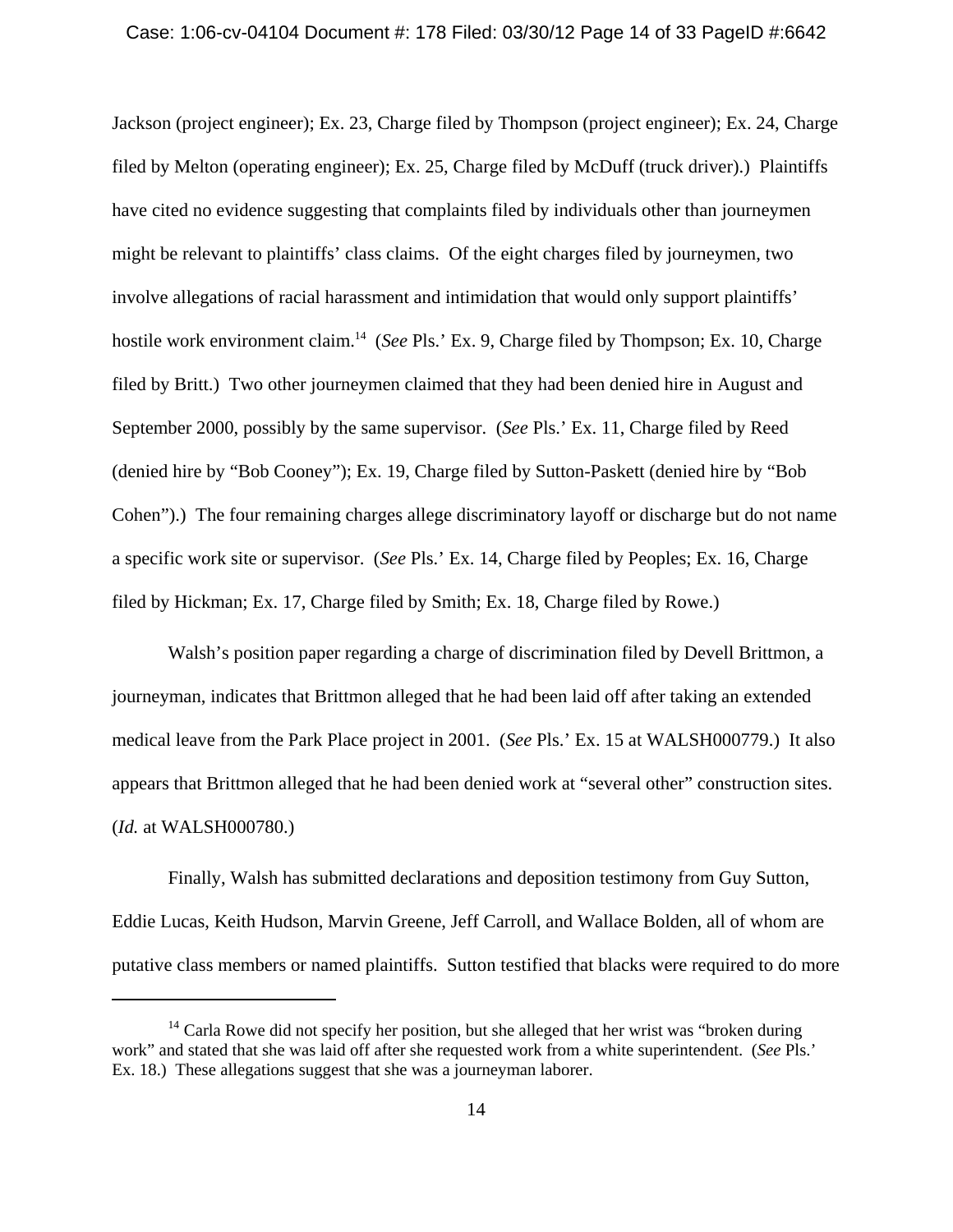Jackson (project engineer); Ex. 23, Charge filed by Thompson (project engineer); Ex. 24, Charge filed by Melton (operating engineer); Ex. 25, Charge filed by McDuff (truck driver).) Plaintiffs have cited no evidence suggesting that complaints filed by individuals other than journeymen might be relevant to plaintiffs' class claims. Of the eight charges filed by journeymen, two involve allegations of racial harassment and intimidation that would only support plaintiffs' hostile work environment claim.[14] (*See* Pls.' Ex. 9, Charge filed by Thompson; Ex. 10, Charge filed by Britt.) Two other journeymen claimed that they had been denied hire in August and September 2000, possibly by the same supervisor. (*See* Pls.' Ex. 11, Charge filed by Reed (denied hire by "Bob Cooney"); Ex. 19, Charge filed by Sutton-Paskett (denied hire by "Bob Cohen").) The four remaining charges allege discriminatory layoff or discharge but do not name a specific work site or supervisor. (*See* Pls.' Ex. 14, Charge filed by Peoples; Ex. 16, Charge filed by Hickman; Ex. 17, Charge filed by Smith; Ex. 18, Charge filed by Rowe.)

Walsh's position paper regarding a charge of discrimination filed by Devell Brittmon, a journeyman, indicates that Brittmon alleged that he had been laid off after taking an extended medical leave from the Park Place project in 2001. (*See* Pls.' Ex. 15 at WALSH000779.) It also appears that Brittmon alleged that he had been denied work at "several other" construction sites. (*Id.* at WALSH000780.)

Finally, Walsh has submitted declarations and deposition testimony from Guy Sutton, Eddie Lucas, Keith Hudson, Marvin Greene, Jeff Carroll, and Wallace Bolden, all of whom are putative class members or named plaintiffs. Sutton testified that blacks were required to do more

---

[14] Carla Rowe did not specify her position, but she alleged that her wrist was "broken during work" and stated that she was laid off after she requested work from a white superintendent. (*See* Pls.' Ex. 18.) These allegations suggest that she was a journeyman laborer.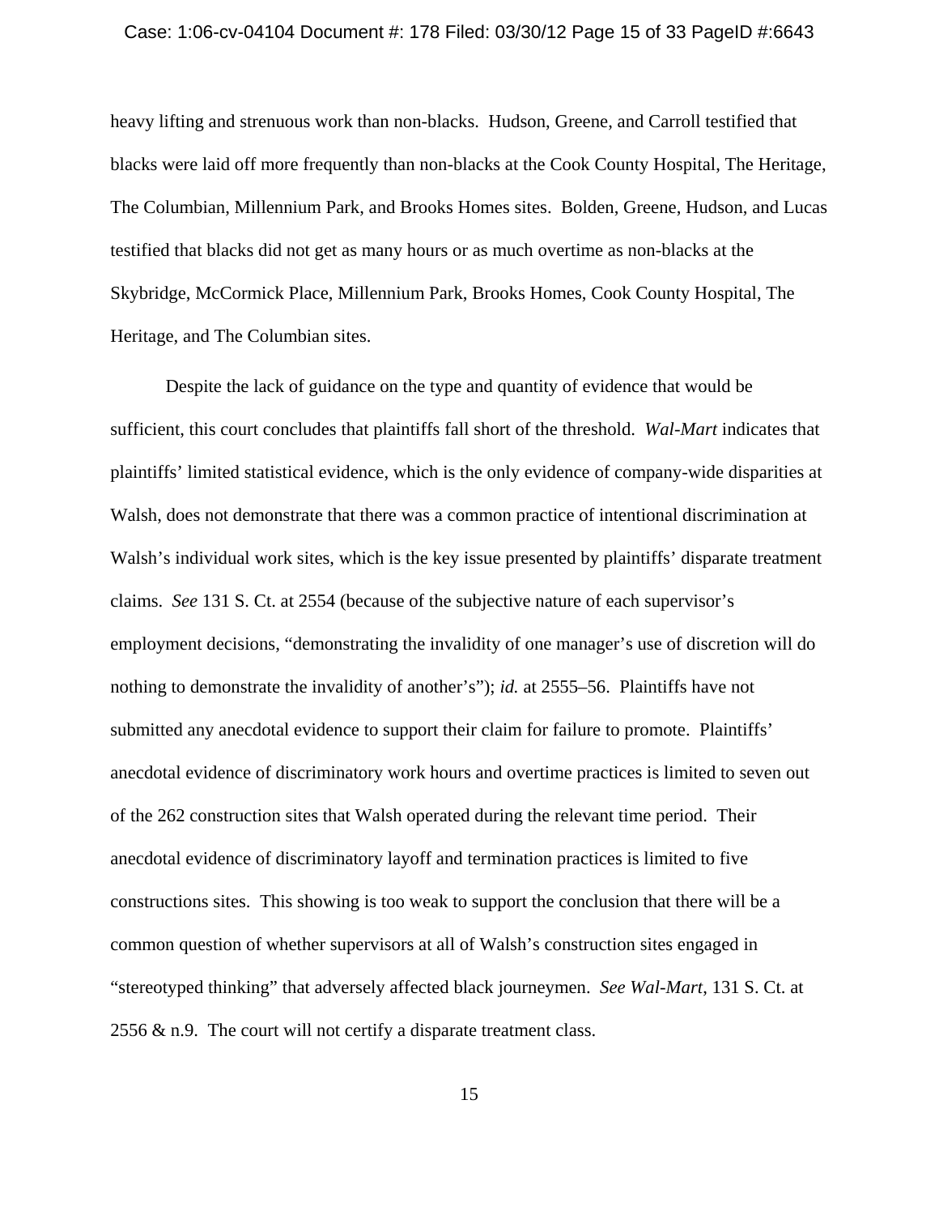heavy lifting and strenuous work than non-blacks. Hudson, Greene, and Carroll testified that blacks were laid off more frequently than non-blacks at the Cook County Hospital, The Heritage, The Columbian, Millennium Park, and Brooks Homes sites. Bolden, Greene, Hudson, and Lucas testified that blacks did not get as many hours or as much overtime as non-blacks at the Skybridge, McCormick Place, Millennium Park, Brooks Homes, Cook County Hospital, The Heritage, and The Columbian sites.

Despite the lack of guidance on the type and quantity of evidence that would be sufficient, this court concludes that plaintiffs fall short of the threshold. *Wal-Mart* indicates that plaintiffs' limited statistical evidence, which is the only evidence of company-wide disparities at Walsh, does not demonstrate that there was a common practice of intentional discrimination at Walsh's individual work sites, which is the key issue presented by plaintiffs' disparate treatment claims. *See* 131 S. Ct. at 2554 (because of the subjective nature of each supervisor's employment decisions, "demonstrating the invalidity of one manager's use of discretion will do nothing to demonstrate the invalidity of another's"); *id.* at 2555–56. Plaintiffs have not submitted any anecdotal evidence to support their claim for failure to promote. Plaintiffs' anecdotal evidence of discriminatory work hours and overtime practices is limited to seven out of the 262 construction sites that Walsh operated during the relevant time period. Their anecdotal evidence of discriminatory layoff and termination practices is limited to five constructions sites. This showing is too weak to support the conclusion that there will be a common question of whether supervisors at all of Walsh's construction sites engaged in "stereotyped thinking" that adversely affected black journeymen. *See Wal-Mart*, 131 S. Ct. at 2556 & n.9. The court will not certify a disparate treatment class.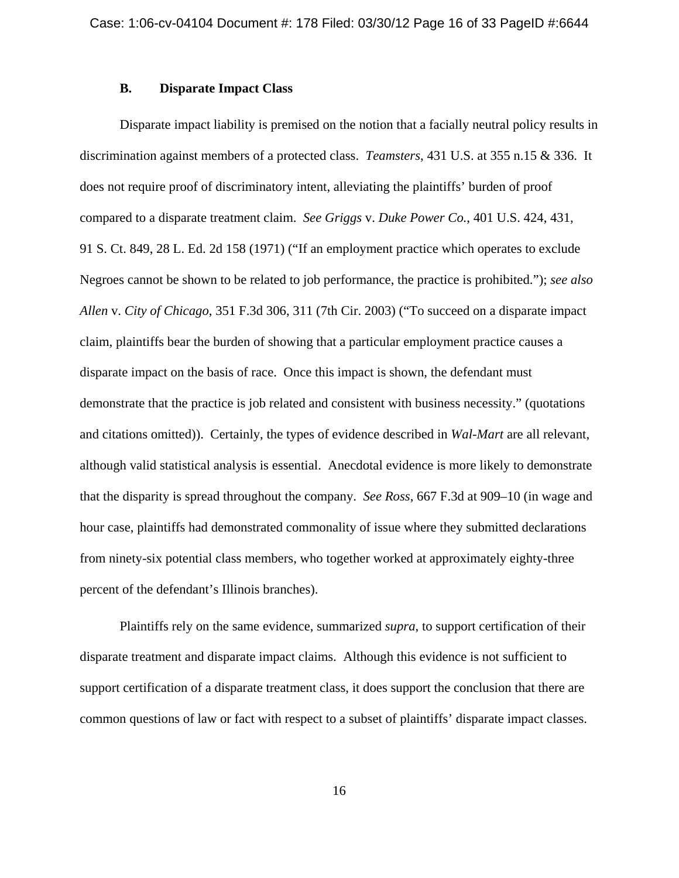### B. Disparate Impact Class

Disparate impact liability is premised on the notion that a facially neutral policy results in discrimination against members of a protected class. *Teamsters*, 431 U.S. at 355 n.15 & 336. It does not require proof of discriminatory intent, alleviating the plaintiffs' burden of proof compared to a disparate treatment claim. *See Griggs* v. *Duke Power Co.*, 401 U.S. 424, 431, 91 S. Ct. 849, 28 L. Ed. 2d 158 (1971) ("If an employment practice which operates to exclude Negroes cannot be shown to be related to job performance, the practice is prohibited."); *see also Allen* v. *City of Chicago*, 351 F.3d 306, 311 (7th Cir. 2003) ("To succeed on a disparate impact claim, plaintiffs bear the burden of showing that a particular employment practice causes a disparate impact on the basis of race. Once this impact is shown, the defendant must demonstrate that the practice is job related and consistent with business necessity." (quotations and citations omitted)). Certainly, the types of evidence described in *Wal-Mart* are all relevant, although valid statistical analysis is essential. Anecdotal evidence is more likely to demonstrate that the disparity is spread throughout the company. *See Ross*, 667 F.3d at 909–10 (in wage and hour case, plaintiffs had demonstrated commonality of issue where they submitted declarations from ninety-six potential class members, who together worked at approximately eighty-three percent of the defendant's Illinois branches).

Plaintiffs rely on the same evidence, summarized *supra*, to support certification of their disparate treatment and disparate impact claims. Although this evidence is not sufficient to support certification of a disparate treatment class, it does support the conclusion that there are common questions of law or fact with respect to a subset of plaintiffs' disparate impact classes.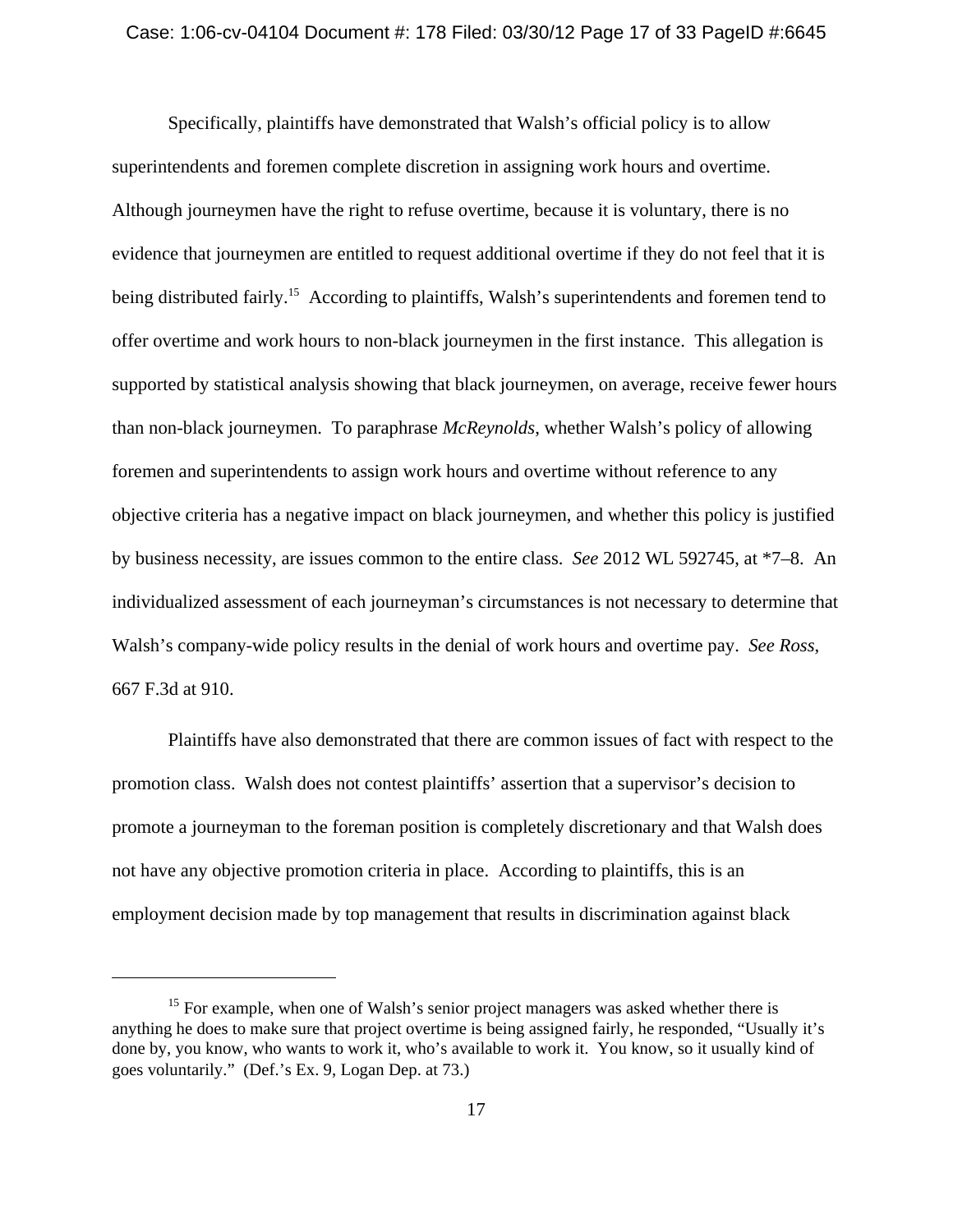Specifically, plaintiffs have demonstrated that Walsh's official policy is to allow superintendents and foremen complete discretion in assigning work hours and overtime. Although journeymen have the right to refuse overtime, because it is voluntary, there is no evidence that journeymen are entitled to request additional overtime if they do not feel that it is being distributed fairly.[15] According to plaintiffs, Walsh's superintendents and foremen tend to offer overtime and work hours to non-black journeymen in the first instance. This allegation is supported by statistical analysis showing that black journeymen, on average, receive fewer hours than non-black journeymen. To paraphrase *McReynolds*, whether Walsh's policy of allowing foremen and superintendents to assign work hours and overtime without reference to any objective criteria has a negative impact on black journeymen, and whether this policy is justified by business necessity, are issues common to the entire class. *See* 2012 WL 592745, at *7–8. An individualized assessment of each journeyman's circumstances is not necessary to determine that Walsh's company-wide policy results in the denial of work hours and overtime pay. *See Ross*, 667 F.3d at 910.

Plaintiffs have also demonstrated that there are common issues of fact with respect to the promotion class. Walsh does not contest plaintiffs' assertion that a supervisor's decision to promote a journeyman to the foreman position is completely discretionary and that Walsh does not have any objective promotion criteria in place. According to plaintiffs, this is an employment decision made by top management that results in discrimination against black

---

[15] For example, when one of Walsh's senior project managers was asked whether there is anything he does to make sure that project overtime is being assigned fairly, he responded, "Usually it's done by, you know, who wants to work it, who's available to work it. You know, so it usually kind of goes voluntarily." (Def.'s Ex. 9, Logan Dep. at 73.)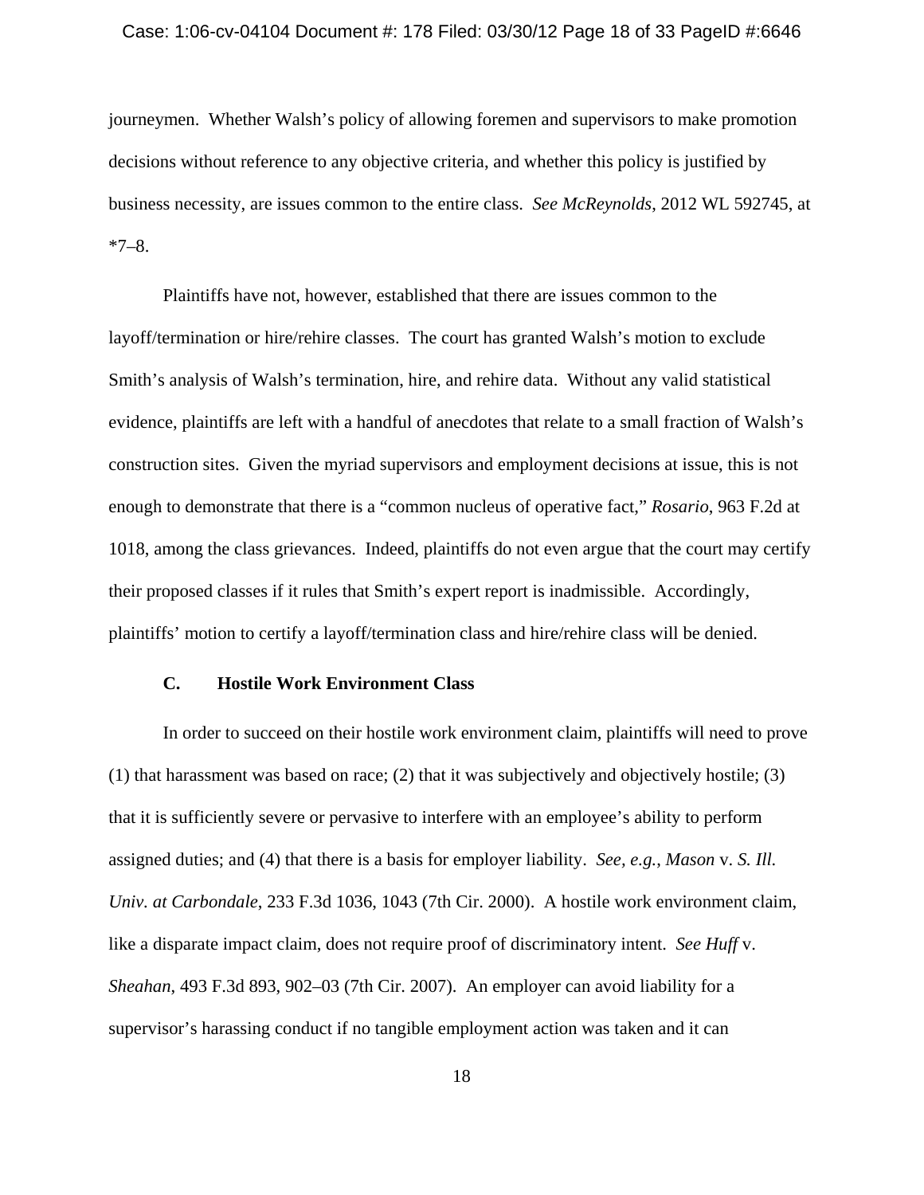journeymen. Whether Walsh's policy of allowing foremen and supervisors to make promotion decisions without reference to any objective criteria, and whether this policy is justified by business necessity, are issues common to the entire class. *See McReynolds*, 2012 WL 592745, at *7–8.

Plaintiffs have not, however, established that there are issues common to the layoff/termination or hire/rehire classes. The court has granted Walsh's motion to exclude Smith's analysis of Walsh's termination, hire, and rehire data. Without any valid statistical evidence, plaintiffs are left with a handful of anecdotes that relate to a small fraction of Walsh's construction sites. Given the myriad supervisors and employment decisions at issue, this is not enough to demonstrate that there is a "common nucleus of operative fact," *Rosario*, 963 F.2d at 1018, among the class grievances. Indeed, plaintiffs do not even argue that the court may certify their proposed classes if it rules that Smith's expert report is inadmissible. Accordingly, plaintiffs' motion to certify a layoff/termination class and hire/rehire class will be denied.

### C. Hostile Work Environment Class

In order to succeed on their hostile work environment claim, plaintiffs will need to prove (1) that harassment was based on race; (2) that it was subjectively and objectively hostile; (3) that it is sufficiently severe or pervasive to interfere with an employee's ability to perform assigned duties; and (4) that there is a basis for employer liability. *See, e.g.*, *Mason* v. *S. Ill. Univ. at Carbondale*, 233 F.3d 1036, 1043 (7th Cir. 2000). A hostile work environment claim, like a disparate impact claim, does not require proof of discriminatory intent. *See Huff* v. *Sheahan*, 493 F.3d 893, 902–03 (7th Cir. 2007). An employer can avoid liability for a supervisor's harassing conduct if no tangible employment action was taken and it can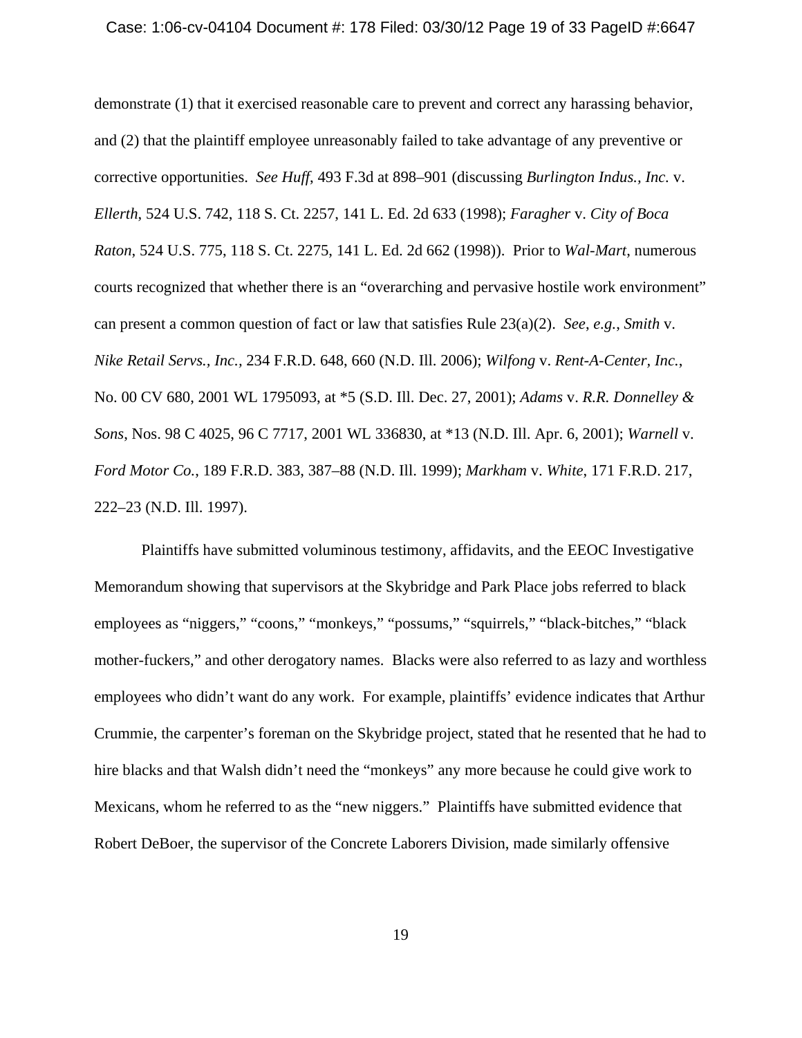demonstrate (1) that it exercised reasonable care to prevent and correct any harassing behavior, and (2) that the plaintiff employee unreasonably failed to take advantage of any preventive or corrective opportunities. *See Huff*, 493 F.3d at 898–901 (discussing *Burlington Indus., Inc.* v. *Ellerth*, 524 U.S. 742, 118 S. Ct. 2257, 141 L. Ed. 2d 633 (1998); *Faragher* v. *City of Boca Raton*, 524 U.S. 775, 118 S. Ct. 2275, 141 L. Ed. 2d 662 (1998)). Prior to *Wal-Mart*, numerous courts recognized that whether there is an "overarching and pervasive hostile work environment" can present a common question of fact or law that satisfies Rule 23(a)(2). *See, e.g.*, *Smith* v. *Nike Retail Servs., Inc.*, 234 F.R.D. 648, 660 (N.D. Ill. 2006); *Wilfong* v. *Rent-A-Center, Inc.*, No. 00 CV 680, 2001 WL 1795093, at *5 (S.D. Ill. Dec. 27, 2001); *Adams* v. *R.R. Donnelley & Sons*, Nos. 98 C 4025, 96 C 7717, 2001 WL 336830, at *13 (N.D. Ill. Apr. 6, 2001); *Warnell* v. *Ford Motor Co.*, 189 F.R.D. 383, 387–88 (N.D. Ill. 1999); *Markham* v. *White*, 171 F.R.D. 217, 222–23 (N.D. Ill. 1997).

Plaintiffs have submitted voluminous testimony, affidavits, and the EEOC Investigative Memorandum showing that supervisors at the Skybridge and Park Place jobs referred to black employees as "niggers," "coons," "monkeys," "possums," "squirrels," "black-bitches," "black mother-fuckers," and other derogatory names. Blacks were also referred to as lazy and worthless employees who didn't want do any work. For example, plaintiffs' evidence indicates that Arthur Crummie, the carpenter's foreman on the Skybridge project, stated that he resented that he had to hire blacks and that Walsh didn't need the "monkeys" any more because he could give work to Mexicans, whom he referred to as the "new niggers." Plaintiffs have submitted evidence that Robert DeBoer, the supervisor of the Concrete Laborers Division, made similarly offensive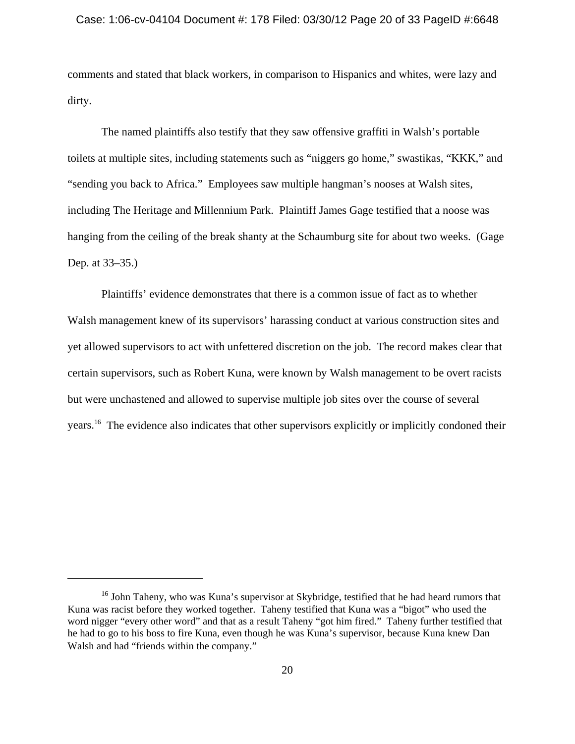comments and stated that black workers, in comparison to Hispanics and whites, were lazy and dirty.

The named plaintiffs also testify that they saw offensive graffiti in Walsh's portable toilets at multiple sites, including statements such as "niggers go home," swastikas, "KKK," and "sending you back to Africa." Employees saw multiple hangman's nooses at Walsh sites, including The Heritage and Millennium Park. Plaintiff James Gage testified that a noose was hanging from the ceiling of the break shanty at the Schaumburg site for about two weeks. (Gage Dep. at 33–35.)

Plaintiffs' evidence demonstrates that there is a common issue of fact as to whether Walsh management knew of its supervisors' harassing conduct at various construction sites and yet allowed supervisors to act with unfettered discretion on the job. The record makes clear that certain supervisors, such as Robert Kuna, were known by Walsh management to be overt racists but were unchastened and allowed to supervise multiple job sites over the course of several years.[16] The evidence also indicates that other supervisors explicitly or implicitly condoned their

---

[16] John Taheny, who was Kuna's supervisor at Skybridge, testified that he had heard rumors that Kuna was racist before they worked together. Taheny testified that Kuna was a "bigot" who used the word nigger "every other word" and that as a result Taheny "got him fired." Taheny further testified that he had to go to his boss to fire Kuna, even though he was Kuna's supervisor, because Kuna knew Dan Walsh and had "friends within the company."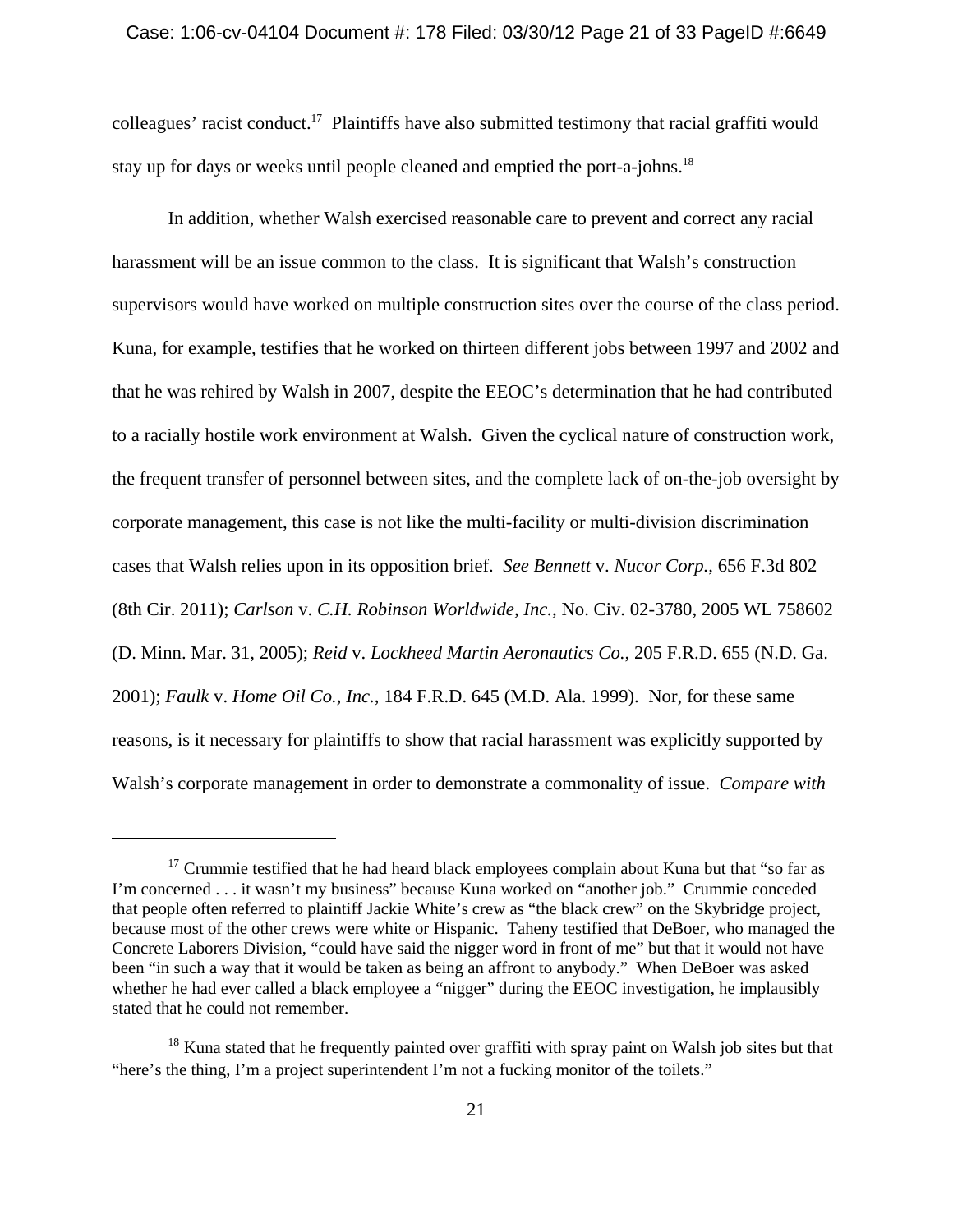colleagues' racist conduct.[17] Plaintiffs have also submitted testimony that racial graffiti would stay up for days or weeks until people cleaned and emptied the port-a-johns.[18]

In addition, whether Walsh exercised reasonable care to prevent and correct any racial harassment will be an issue common to the class. It is significant that Walsh's construction supervisors would have worked on multiple construction sites over the course of the class period. Kuna, for example, testifies that he worked on thirteen different jobs between 1997 and 2002 and that he was rehired by Walsh in 2007, despite the EEOC's determination that he had contributed to a racially hostile work environment at Walsh. Given the cyclical nature of construction work, the frequent transfer of personnel between sites, and the complete lack of on-the-job oversight by corporate management, this case is not like the multi-facility or multi-division discrimination cases that Walsh relies upon in its opposition brief. *See Bennett* v. *Nucor Corp.*, 656 F.3d 802 (8th Cir. 2011); *Carlson* v. *C.H. Robinson Worldwide, Inc.*, No. Civ. 02-3780, 2005 WL 758602 (D. Minn. Mar. 31, 2005); *Reid* v. *Lockheed Martin Aeronautics Co.*, 205 F.R.D. 655 (N.D. Ga. 2001); *Faulk* v. *Home Oil Co., Inc.*, 184 F.R.D. 645 (M.D. Ala. 1999). Nor, for these same reasons, is it necessary for plaintiffs to show that racial harassment was explicitly supported by Walsh's corporate management in order to demonstrate a commonality of issue. *Compare with*

---

[17] Crummie testified that he had heard black employees complain about Kuna but that "so far as I'm concerned . . . it wasn't my business" because Kuna worked on "another job." Crummie conceded that people often referred to plaintiff Jackie White's crew as "the black crew" on the Skybridge project, because most of the other crews were white or Hispanic. Taheny testified that DeBoer, who managed the Concrete Laborers Division, "could have said the nigger word in front of me" but that it would not have been "in such a way that it would be taken as being an affront to anybody." When DeBoer was asked whether he had ever called a black employee a "nigger" during the EEOC investigation, he implausibly stated that he could not remember.

[18] Kuna stated that he frequently painted over graffiti with spray paint on Walsh job sites but that "here's the thing, I'm a project superintendent I'm not a fucking monitor of the toilets."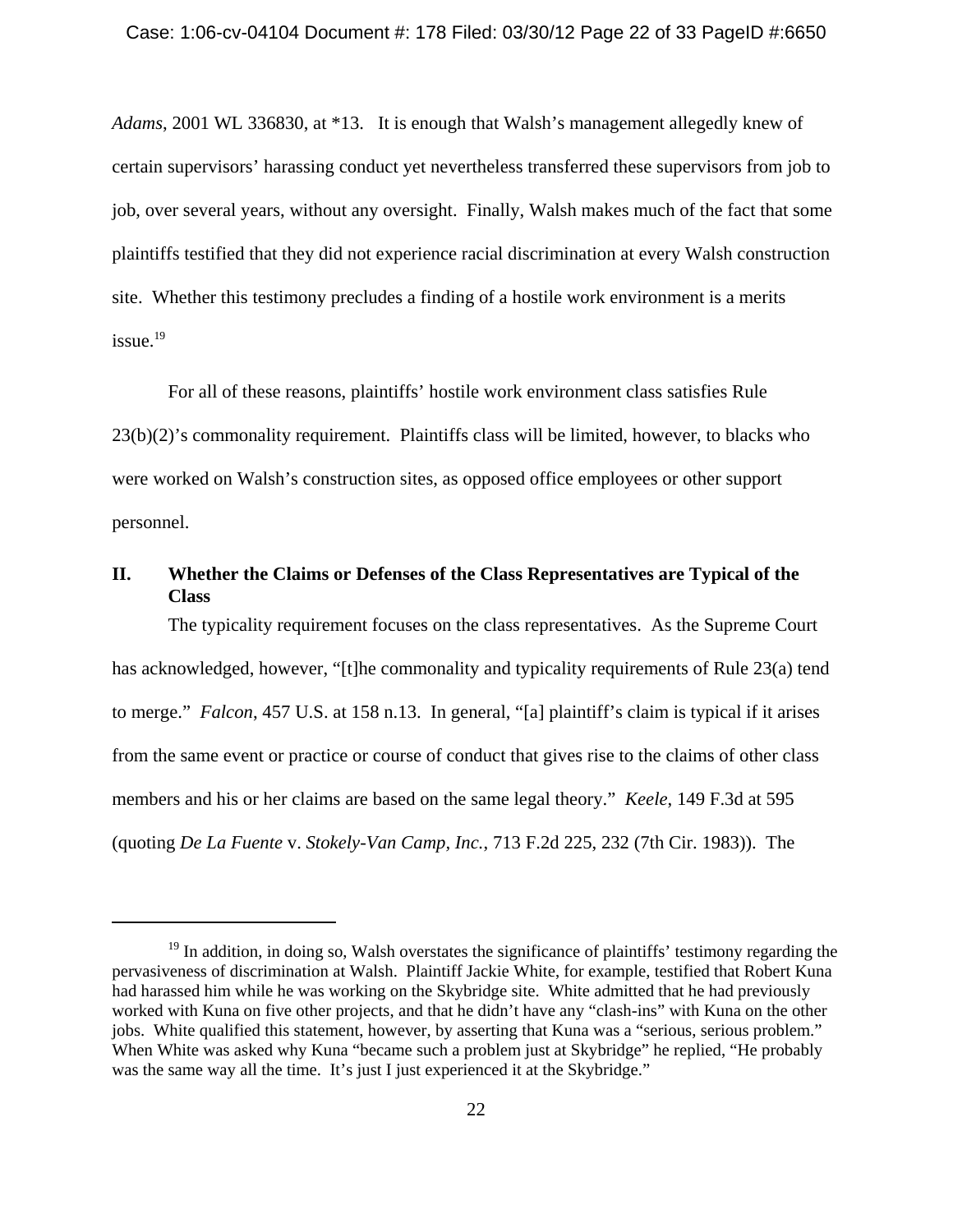*Adams*, 2001 WL 336830, at *13. It is enough that Walsh's management allegedly knew of certain supervisors' harassing conduct yet nevertheless transferred these supervisors from job to job, over several years, without any oversight. Finally, Walsh makes much of the fact that some plaintiffs testified that they did not experience racial discrimination at every Walsh construction site. Whether this testimony precludes a finding of a hostile work environment is a merits issue.[19]

For all of these reasons, plaintiffs' hostile work environment class satisfies Rule 23(b)(2)'s commonality requirement. Plaintiffs class will be limited, however, to blacks who were worked on Walsh's construction sites, as opposed office employees or other support personnel.

## II. Whether the Claims or Defenses of the Class Representatives are Typical of the Class

The typicality requirement focuses on the class representatives. As the Supreme Court has acknowledged, however, "[t]he commonality and typicality requirements of Rule 23(a) tend to merge." *Falcon*, 457 U.S. at 158 n.13. In general, "[a] plaintiff's claim is typical if it arises from the same event or practice or course of conduct that gives rise to the claims of other class members and his or her claims are based on the same legal theory." *Keele*, 149 F.3d at 595 (quoting *De La Fuente* v. *Stokely-Van Camp, Inc.*, 713 F.2d 225, 232 (7th Cir. 1983)). The

---

[19] In addition, in doing so, Walsh overstates the significance of plaintiffs' testimony regarding the pervasiveness of discrimination at Walsh. Plaintiff Jackie White, for example, testified that Robert Kuna had harassed him while he was working on the Skybridge site. White admitted that he had previously worked with Kuna on five other projects, and that he didn't have any "clash-ins" with Kuna on the other jobs. White qualified this statement, however, by asserting that Kuna was a "serious, serious problem." When White was asked why Kuna "became such a problem just at Skybridge" he replied, "He probably was the same way all the time. It's just I just experienced it at the Skybridge."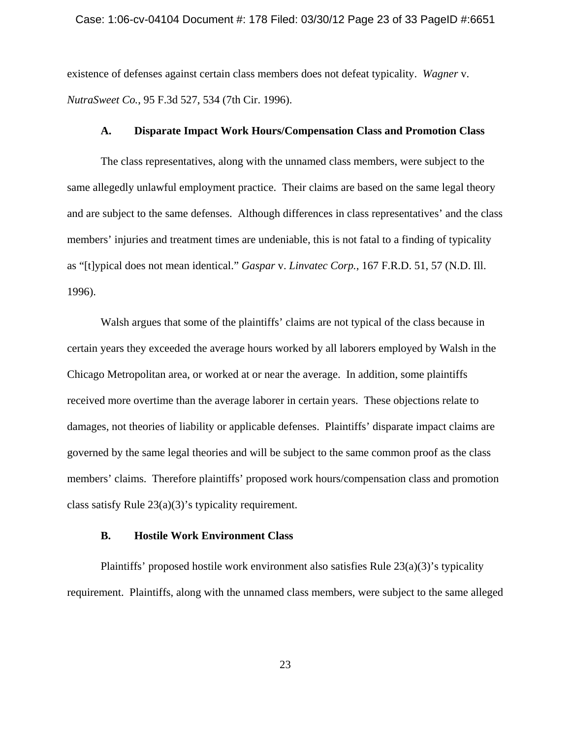existence of defenses against certain class members does not defeat typicality. *Wagner* v. *NutraSweet Co.*, 95 F.3d 527, 534 (7th Cir. 1996).

### A. Disparate Impact Work Hours/Compensation Class and Promotion Class

The class representatives, along with the unnamed class members, were subject to the same allegedly unlawful employment practice. Their claims are based on the same legal theory and are subject to the same defenses. Although differences in class representatives' and the class members' injuries and treatment times are undeniable, this is not fatal to a finding of typicality as "[t]ypical does not mean identical." *Gaspar* v. *Linvatec Corp.*, 167 F.R.D. 51, 57 (N.D. Ill. 1996).

Walsh argues that some of the plaintiffs' claims are not typical of the class because in certain years they exceeded the average hours worked by all laborers employed by Walsh in the Chicago Metropolitan area, or worked at or near the average. In addition, some plaintiffs received more overtime than the average laborer in certain years. These objections relate to damages, not theories of liability or applicable defenses. Plaintiffs' disparate impact claims are governed by the same legal theories and will be subject to the same common proof as the class members' claims. Therefore plaintiffs' proposed work hours/compensation class and promotion class satisfy Rule 23(a)(3)'s typicality requirement.

### B. Hostile Work Environment Class

Plaintiffs' proposed hostile work environment also satisfies Rule 23(a)(3)'s typicality requirement. Plaintiffs, along with the unnamed class members, were subject to the same alleged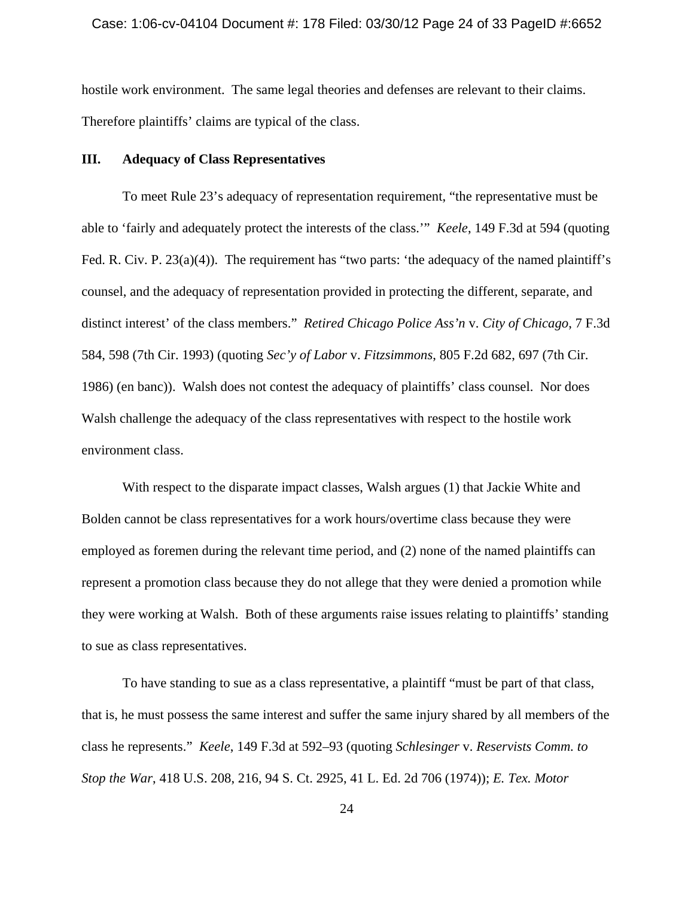hostile work environment. The same legal theories and defenses are relevant to their claims. Therefore plaintiffs' claims are typical of the class.

### III. Adequacy of Class Representatives

To meet Rule 23's adequacy of representation requirement, "the representative must be able to 'fairly and adequately protect the interests of the class.'" *Keele*, 149 F.3d at 594 (quoting Fed. R. Civ. P. 23(a)(4)). The requirement has "two parts: 'the adequacy of the named plaintiff's counsel, and the adequacy of representation provided in protecting the different, separate, and distinct interest' of the class members." *Retired Chicago Police Ass'n* v. *City of Chicago*, 7 F.3d 584, 598 (7th Cir. 1993) (quoting *Sec'y of Labor* v. *Fitzsimmons*, 805 F.2d 682, 697 (7th Cir. 1986) (en banc)). Walsh does not contest the adequacy of plaintiffs' class counsel. Nor does Walsh challenge the adequacy of the class representatives with respect to the hostile work environment class.

With respect to the disparate impact classes, Walsh argues (1) that Jackie White and Bolden cannot be class representatives for a work hours/overtime class because they were employed as foremen during the relevant time period, and (2) none of the named plaintiffs can represent a promotion class because they do not allege that they were denied a promotion while they were working at Walsh. Both of these arguments raise issues relating to plaintiffs' standing to sue as class representatives.

To have standing to sue as a class representative, a plaintiff "must be part of that class, that is, he must possess the same interest and suffer the same injury shared by all members of the class he represents." *Keele*, 149 F.3d at 592–93 (quoting *Schlesinger* v. *Reservists Comm. to Stop the War*, 418 U.S. 208, 216, 94 S. Ct. 2925, 41 L. Ed. 2d 706 (1974)); *E. Tex. Motor*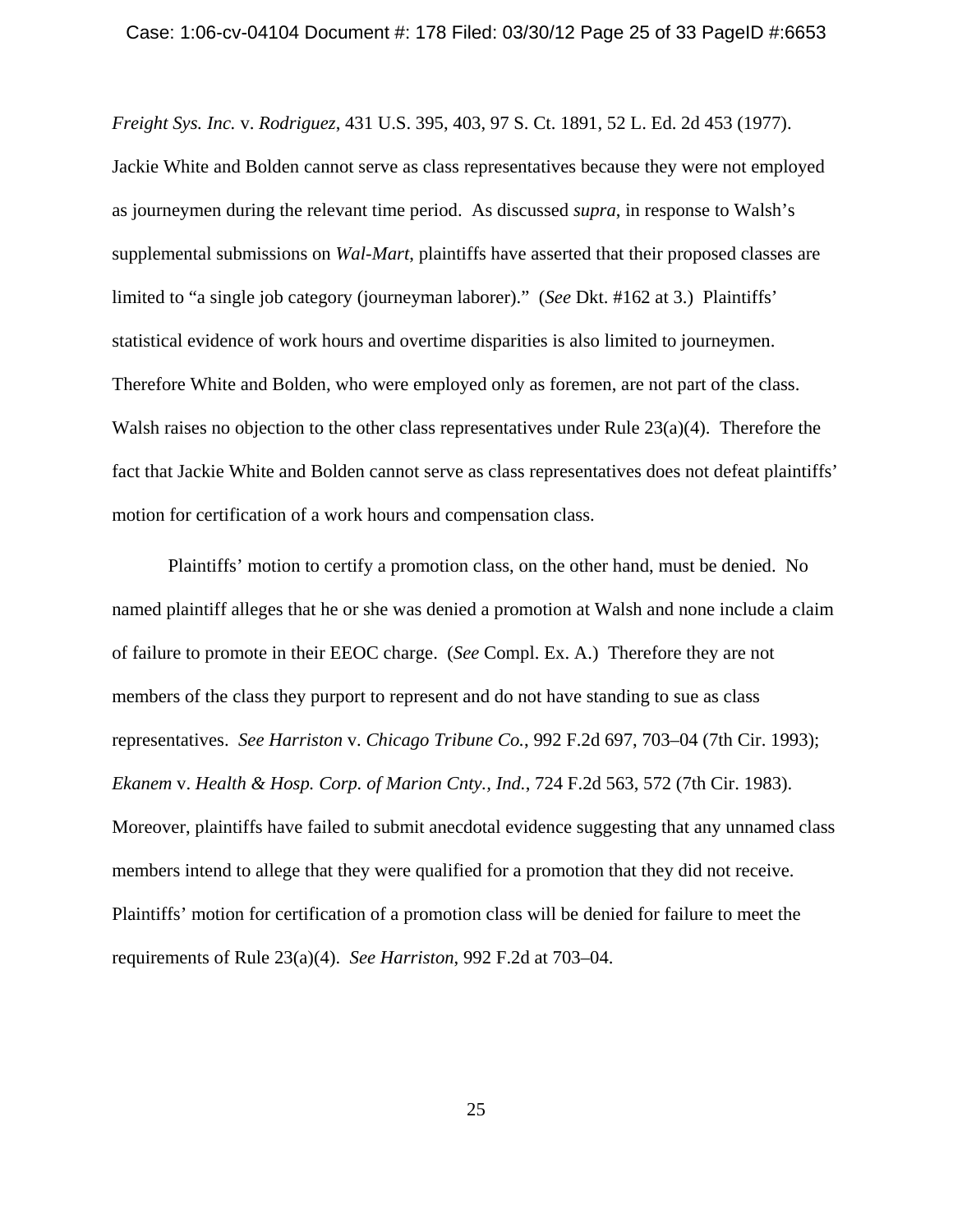*Freight Sys. Inc.* v. *Rodriguez*, 431 U.S. 395, 403, 97 S. Ct. 1891, 52 L. Ed. 2d 453 (1977). Jackie White and Bolden cannot serve as class representatives because they were not employed as journeymen during the relevant time period. As discussed *supra*, in response to Walsh's supplemental submissions on *Wal-Mart*, plaintiffs have asserted that their proposed classes are limited to "a single job category (journeyman laborer)." (*See* Dkt. #162 at 3.) Plaintiffs' statistical evidence of work hours and overtime disparities is also limited to journeymen. Therefore White and Bolden, who were employed only as foremen, are not part of the class. Walsh raises no objection to the other class representatives under Rule 23(a)(4). Therefore the fact that Jackie White and Bolden cannot serve as class representatives does not defeat plaintiffs' motion for certification of a work hours and compensation class.

Plaintiffs' motion to certify a promotion class, on the other hand, must be denied. No named plaintiff alleges that he or she was denied a promotion at Walsh and none include a claim of failure to promote in their EEOC charge. (*See* Compl. Ex. A.) Therefore they are not members of the class they purport to represent and do not have standing to sue as class representatives. *See Harriston* v. *Chicago Tribune Co.*, 992 F.2d 697, 703–04 (7th Cir. 1993); *Ekanem* v. *Health & Hosp. Corp. of Marion Cnty., Ind.*, 724 F.2d 563, 572 (7th Cir. 1983). Moreover, plaintiffs have failed to submit anecdotal evidence suggesting that any unnamed class members intend to allege that they were qualified for a promotion that they did not receive. Plaintiffs' motion for certification of a promotion class will be denied for failure to meet the requirements of Rule 23(a)(4). *See Harriston*, 992 F.2d at 703–04.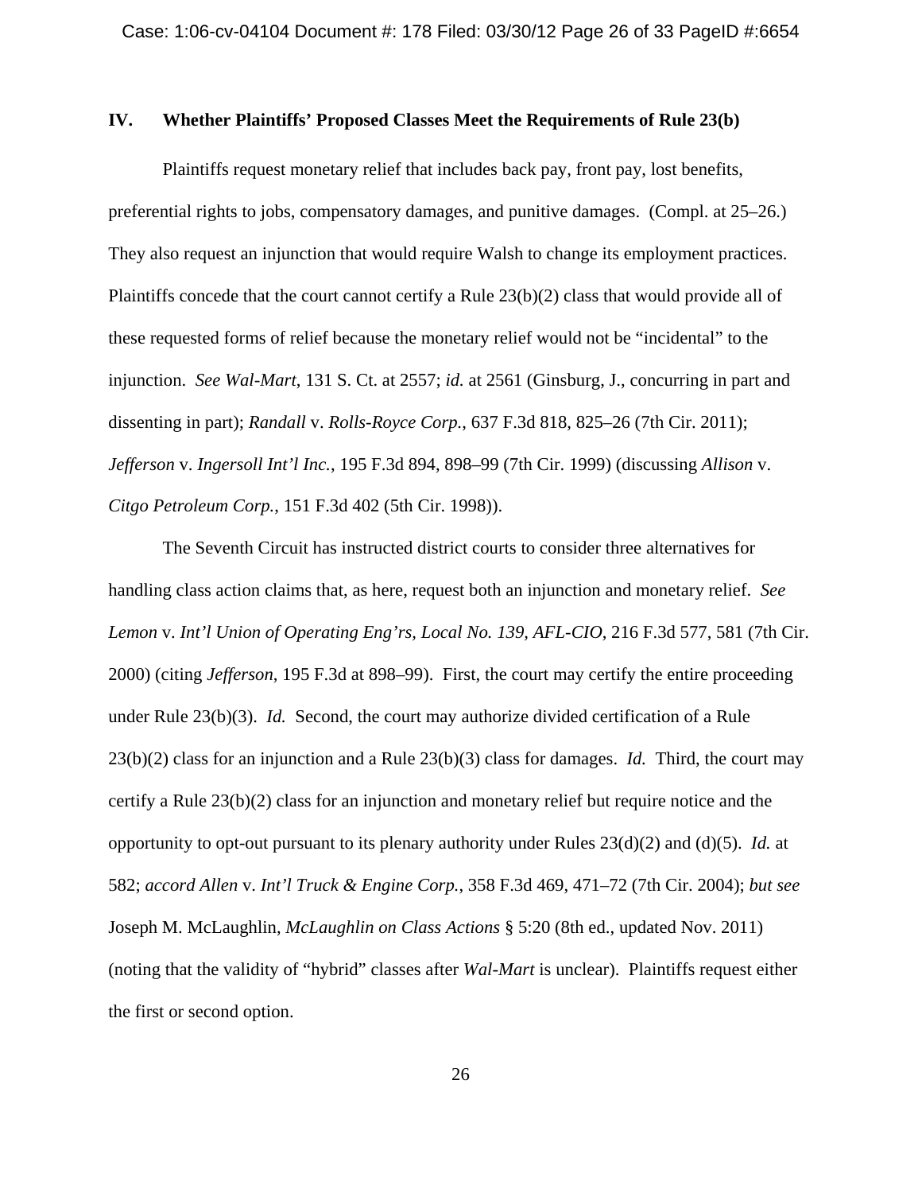## IV. Whether Plaintiffs' Proposed Classes Meet the Requirements of Rule 23(b)

Plaintiffs request monetary relief that includes back pay, front pay, lost benefits, preferential rights to jobs, compensatory damages, and punitive damages. (Compl. at 25–26.) They also request an injunction that would require Walsh to change its employment practices. Plaintiffs concede that the court cannot certify a Rule 23(b)(2) class that would provide all of these requested forms of relief because the monetary relief would not be "incidental" to the injunction. *See Wal-Mart*, 131 S. Ct. at 2557; *id.* at 2561 (Ginsburg, J., concurring in part and dissenting in part); *Randall* v. *Rolls-Royce Corp.*, 637 F.3d 818, 825–26 (7th Cir. 2011); *Jefferson* v. *Ingersoll Int'l Inc.*, 195 F.3d 894, 898–99 (7th Cir. 1999) (discussing *Allison* v. *Citgo Petroleum Corp.*, 151 F.3d 402 (5th Cir. 1998)).

The Seventh Circuit has instructed district courts to consider three alternatives for handling class action claims that, as here, request both an injunction and monetary relief. *See Lemon* v. *Int'l Union of Operating Eng'rs, Local No. 139, AFL-CIO*, 216 F.3d 577, 581 (7th Cir. 2000) (citing *Jefferson*, 195 F.3d at 898–99). First, the court may certify the entire proceeding under Rule 23(b)(3). *Id.* Second, the court may authorize divided certification of a Rule 23(b)(2) class for an injunction and a Rule 23(b)(3) class for damages. *Id.* Third, the court may certify a Rule 23(b)(2) class for an injunction and monetary relief but require notice and the opportunity to opt-out pursuant to its plenary authority under Rules 23(d)(2) and (d)(5). *Id.* at 582; *accord Allen* v. *Int'l Truck & Engine Corp.*, 358 F.3d 469, 471–72 (7th Cir. 2004); *but see* Joseph M. McLaughlin, *McLaughlin on Class Actions* § 5:20 (8th ed., updated Nov. 2011) (noting that the validity of "hybrid" classes after *Wal-Mart* is unclear). Plaintiffs request either the first or second option.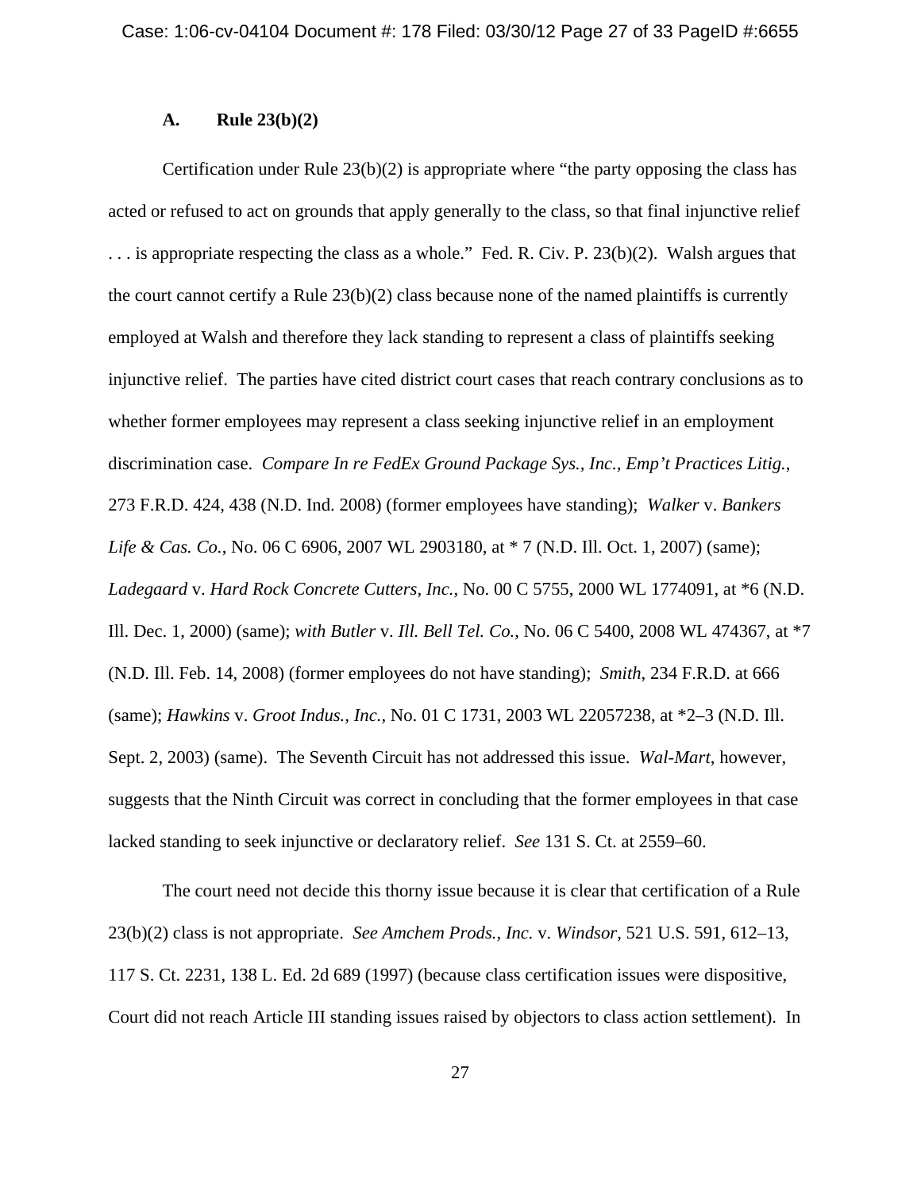### A. Rule 23(b)(2)

Certification under Rule 23(b)(2) is appropriate where "the party opposing the class has acted or refused to act on grounds that apply generally to the class, so that final injunctive relief . . . is appropriate respecting the class as a whole." Fed. R. Civ. P. 23(b)(2). Walsh argues that the court cannot certify a Rule 23(b)(2) class because none of the named plaintiffs is currently employed at Walsh and therefore they lack standing to represent a class of plaintiffs seeking injunctive relief. The parties have cited district court cases that reach contrary conclusions as to whether former employees may represent a class seeking injunctive relief in an employment discrimination case. *Compare In re FedEx Ground Package Sys., Inc., Emp't Practices Litig.*, 273 F.R.D. 424, 438 (N.D. Ind. 2008) (former employees have standing); *Walker* v. *Bankers Life & Cas. Co.*, No. 06 C 6906, 2007 WL 2903180, at * 7 (N.D. Ill. Oct. 1, 2007) (same); *Ladegaard* v. *Hard Rock Concrete Cutters, Inc.*, No. 00 C 5755, 2000 WL 1774091, at *6 (N.D. Ill. Dec. 1, 2000) (same); *with Butler* v. *Ill. Bell Tel. Co.*, No. 06 C 5400, 2008 WL 474367, at *7 (N.D. Ill. Feb. 14, 2008) (former employees do not have standing); *Smith*, 234 F.R.D. at 666 (same); *Hawkins* v. *Groot Indus., Inc.*, No. 01 C 1731, 2003 WL 22057238, at *2–3 (N.D. Ill. Sept. 2, 2003) (same). The Seventh Circuit has not addressed this issue. *Wal-Mart*, however, suggests that the Ninth Circuit was correct in concluding that the former employees in that case lacked standing to seek injunctive or declaratory relief. *See* 131 S. Ct. at 2559–60.

The court need not decide this thorny issue because it is clear that certification of a Rule 23(b)(2) class is not appropriate. *See Amchem Prods., Inc.* v. *Windsor*, 521 U.S. 591, 612–13, 117 S. Ct. 2231, 138 L. Ed. 2d 689 (1997) (because class certification issues were dispositive, Court did not reach Article III standing issues raised by objectors to class action settlement). In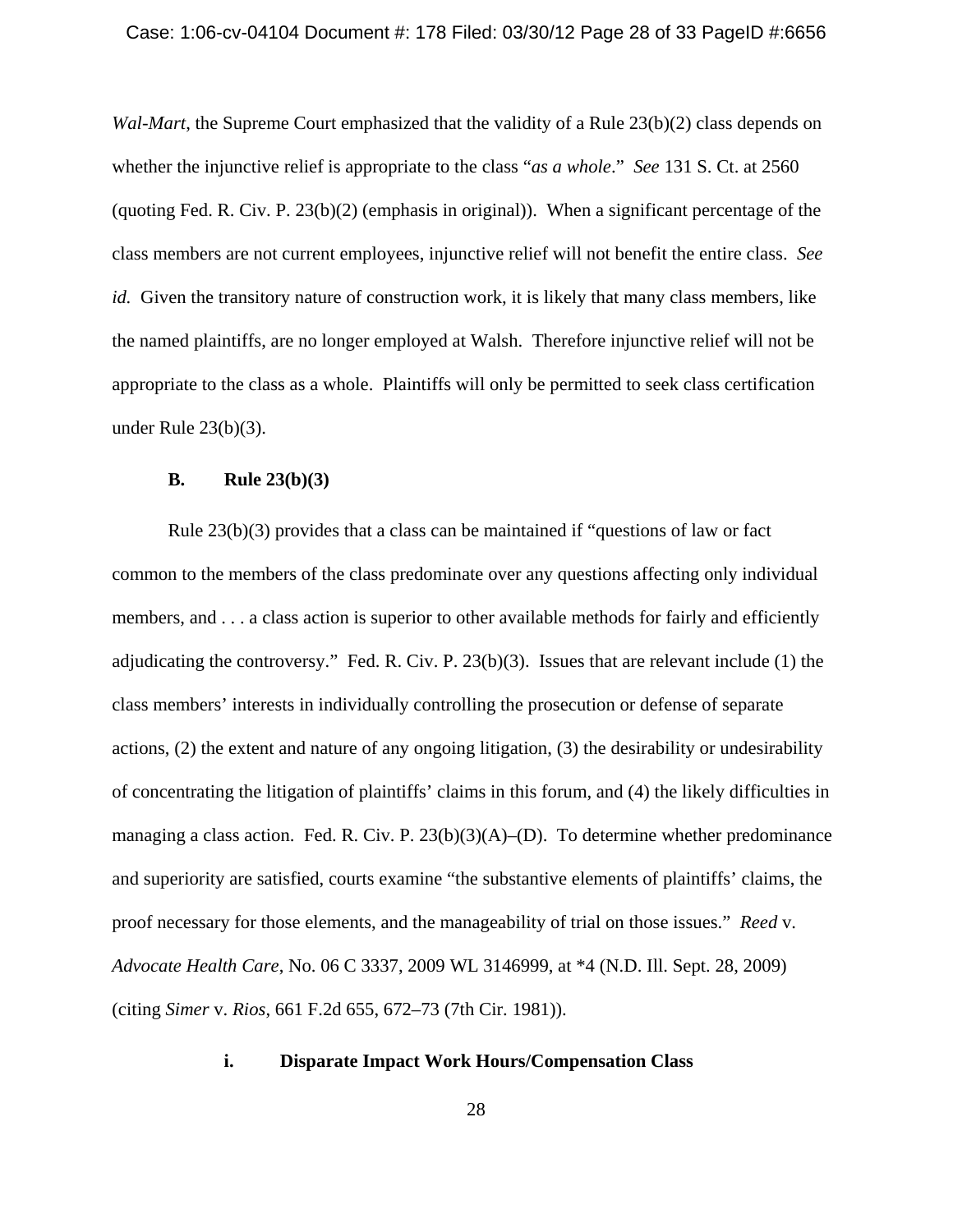*Wal-Mart*, the Supreme Court emphasized that the validity of a Rule 23(b)(2) class depends on whether the injunctive relief is appropriate to the class "*as a whole*." *See* 131 S. Ct. at 2560 (quoting Fed. R. Civ. P. 23(b)(2) (emphasis in original)). When a significant percentage of the class members are not current employees, injunctive relief will not benefit the entire class. *See id.* Given the transitory nature of construction work, it is likely that many class members, like the named plaintiffs, are no longer employed at Walsh. Therefore injunctive relief will not be appropriate to the class as a whole. Plaintiffs will only be permitted to seek class certification under Rule 23(b)(3).

### B. Rule 23(b)(3)

Rule 23(b)(3) provides that a class can be maintained if "questions of law or fact common to the members of the class predominate over any questions affecting only individual members, and . . . a class action is superior to other available methods for fairly and efficiently adjudicating the controversy." Fed. R. Civ. P. 23(b)(3). Issues that are relevant include (1) the class members' interests in individually controlling the prosecution or defense of separate actions, (2) the extent and nature of any ongoing litigation, (3) the desirability or undesirability of concentrating the litigation of plaintiffs' claims in this forum, and (4) the likely difficulties in managing a class action. Fed. R. Civ. P. 23(b)(3)(A)–(D). To determine whether predominance and superiority are satisfied, courts examine "the substantive elements of plaintiffs' claims, the proof necessary for those elements, and the manageability of trial on those issues." *Reed* v. *Advocate Health Care*, No. 06 C 3337, 2009 WL 3146999, at *4 (N.D. Ill. Sept. 28, 2009) (citing *Simer* v. *Rios*, 661 F.2d 655, 672–73 (7th Cir. 1981)).

#### i. Disparate Impact Work Hours/Compensation Class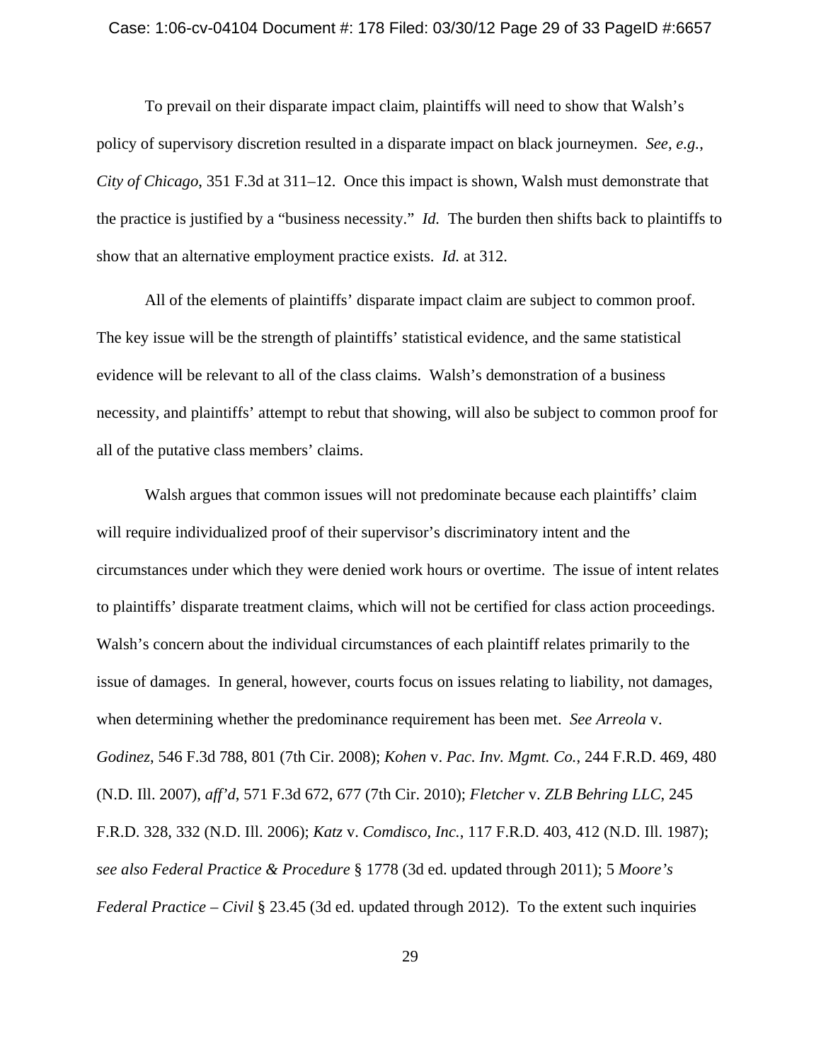To prevail on their disparate impact claim, plaintiffs will need to show that Walsh's policy of supervisory discretion resulted in a disparate impact on black journeymen. *See, e.g.*, *City of Chicago*, 351 F.3d at 311–12. Once this impact is shown, Walsh must demonstrate that the practice is justified by a "business necessity." *Id.* The burden then shifts back to plaintiffs to show that an alternative employment practice exists. *Id.* at 312.

All of the elements of plaintiffs' disparate impact claim are subject to common proof. The key issue will be the strength of plaintiffs' statistical evidence, and the same statistical evidence will be relevant to all of the class claims. Walsh's demonstration of a business necessity, and plaintiffs' attempt to rebut that showing, will also be subject to common proof for all of the putative class members' claims.

Walsh argues that common issues will not predominate because each plaintiffs' claim will require individualized proof of their supervisor's discriminatory intent and the circumstances under which they were denied work hours or overtime. The issue of intent relates to plaintiffs' disparate treatment claims, which will not be certified for class action proceedings. Walsh's concern about the individual circumstances of each plaintiff relates primarily to the issue of damages. In general, however, courts focus on issues relating to liability, not damages, when determining whether the predominance requirement has been met. *See Arreola* v. *Godinez*, 546 F.3d 788, 801 (7th Cir. 2008); *Kohen* v. *Pac. Inv. Mgmt. Co.*, 244 F.R.D. 469, 480 (N.D. Ill. 2007), *aff'd*, 571 F.3d 672, 677 (7th Cir. 2010); *Fletcher* v. *ZLB Behring LLC*, 245 F.R.D. 328, 332 (N.D. Ill. 2006); *Katz* v. *Comdisco, Inc.*, 117 F.R.D. 403, 412 (N.D. Ill. 1987); *see also Federal Practice & Procedure* § 1778 (3d ed. updated through 2011); 5 *Moore's Federal Practice – Civil* § 23.45 (3d ed. updated through 2012). To the extent such inquiries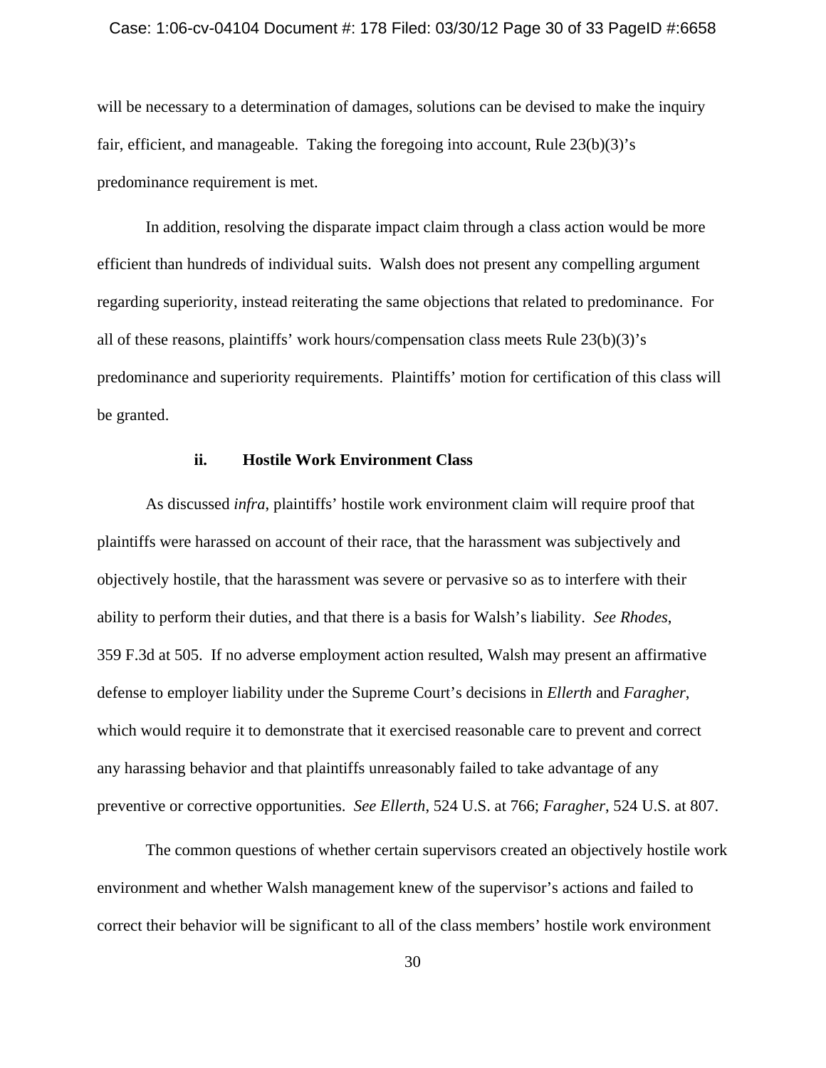will be necessary to a determination of damages, solutions can be devised to make the inquiry fair, efficient, and manageable. Taking the foregoing into account, Rule 23(b)(3)'s predominance requirement is met.

In addition, resolving the disparate impact claim through a class action would be more efficient than hundreds of individual suits. Walsh does not present any compelling argument regarding superiority, instead reiterating the same objections that related to predominance. For all of these reasons, plaintiffs' work hours/compensation class meets Rule 23(b)(3)'s predominance and superiority requirements. Plaintiffs' motion for certification of this class will be granted.

**ii. Hostile Work Environment Class**

As discussed *infra*, plaintiffs' hostile work environment claim will require proof that plaintiffs were harassed on account of their race, that the harassment was subjectively and objectively hostile, that the harassment was severe or pervasive so as to interfere with their ability to perform their duties, and that there is a basis for Walsh's liability. *See Rhodes*, 359 F.3d at 505. If no adverse employment action resulted, Walsh may present an affirmative defense to employer liability under the Supreme Court's decisions in *Ellerth* and *Faragher*, which would require it to demonstrate that it exercised reasonable care to prevent and correct any harassing behavior and that plaintiffs unreasonably failed to take advantage of any preventive or corrective opportunities. *See Ellerth*, 524 U.S. at 766; *Faragher*, 524 U.S. at 807.

The common questions of whether certain supervisors created an objectively hostile work environment and whether Walsh management knew of the supervisor's actions and failed to correct their behavior will be significant to all of the class members' hostile work environment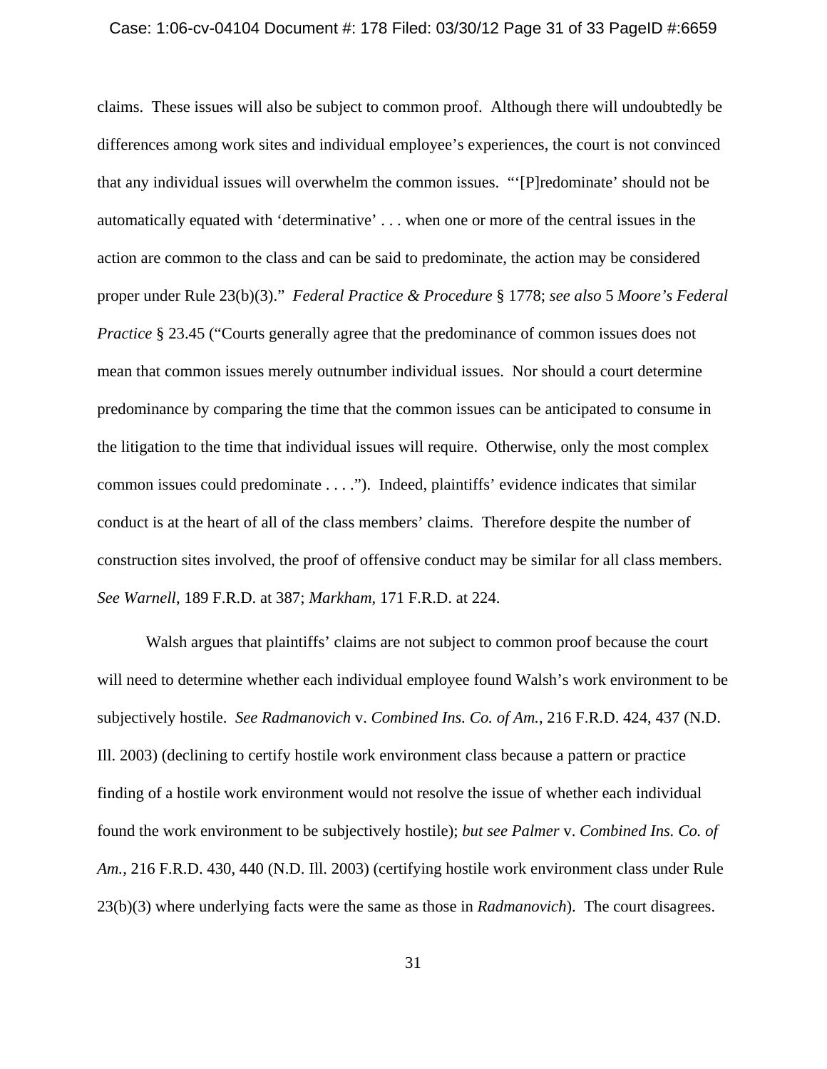claims. These issues will also be subject to common proof. Although there will undoubtedly be differences among work sites and individual employee's experiences, the court is not convinced that any individual issues will overwhelm the common issues. "'[P]redominate' should not be automatically equated with 'determinative' . . . when one or more of the central issues in the action are common to the class and can be said to predominate, the action may be considered proper under Rule 23(b)(3)." *Federal Practice & Procedure* § 1778; *see also* 5 *Moore's Federal Practice* § 23.45 ("Courts generally agree that the predominance of common issues does not mean that common issues merely outnumber individual issues. Nor should a court determine predominance by comparing the time that the common issues can be anticipated to consume in the litigation to the time that individual issues will require. Otherwise, only the most complex common issues could predominate . . . ."). Indeed, plaintiffs' evidence indicates that similar conduct is at the heart of all of the class members' claims. Therefore despite the number of construction sites involved, the proof of offensive conduct may be similar for all class members. *See Warnell*, 189 F.R.D. at 387; *Markham*, 171 F.R.D. at 224.

Walsh argues that plaintiffs' claims are not subject to common proof because the court will need to determine whether each individual employee found Walsh's work environment to be subjectively hostile. *See Radmanovich* v. *Combined Ins. Co. of Am.*, 216 F.R.D. 424, 437 (N.D. Ill. 2003) (declining to certify hostile work environment class because a pattern or practice finding of a hostile work environment would not resolve the issue of whether each individual found the work environment to be subjectively hostile); *but see Palmer* v. *Combined Ins. Co. of Am.*, 216 F.R.D. 430, 440 (N.D. Ill. 2003) (certifying hostile work environment class under Rule 23(b)(3) where underlying facts were the same as those in *Radmanovich*). The court disagrees.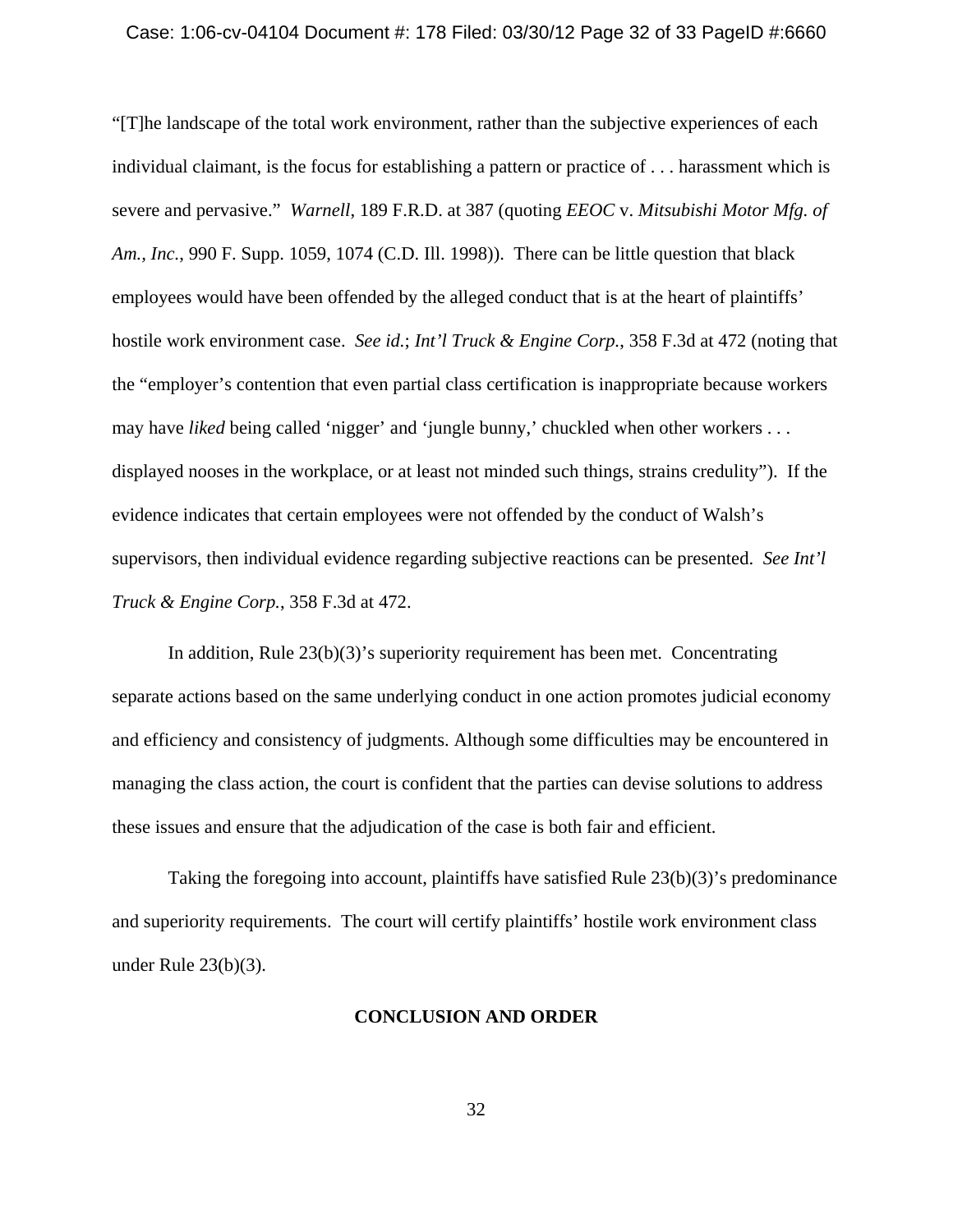"[T]he landscape of the total work environment, rather than the subjective experiences of each individual claimant, is the focus for establishing a pattern or practice of . . . harassment which is severe and pervasive." *Warnell*, 189 F.R.D. at 387 (quoting *EEOC* v. *Mitsubishi Motor Mfg. of Am., Inc.*, 990 F. Supp. 1059, 1074 (C.D. Ill. 1998)). There can be little question that black employees would have been offended by the alleged conduct that is at the heart of plaintiffs' hostile work environment case. *See id.*; *Int'l Truck & Engine Corp.*, 358 F.3d at 472 (noting that the "employer's contention that even partial class certification is inappropriate because workers may have *liked* being called 'nigger' and 'jungle bunny,' chuckled when other workers . . . displayed nooses in the workplace, or at least not minded such things, strains credulity"). If the evidence indicates that certain employees were not offended by the conduct of Walsh's supervisors, then individual evidence regarding subjective reactions can be presented. *See Int'l Truck & Engine Corp.*, 358 F.3d at 472.

In addition, Rule 23(b)(3)'s superiority requirement has been met. Concentrating separate actions based on the same underlying conduct in one action promotes judicial economy and efficiency and consistency of judgments. Although some difficulties may be encountered in managing the class action, the court is confident that the parties can devise solutions to address these issues and ensure that the adjudication of the case is both fair and efficient.

Taking the foregoing into account, plaintiffs have satisfied Rule 23(b)(3)'s predominance and superiority requirements. The court will certify plaintiffs' hostile work environment class under Rule 23(b)(3).

## CONCLUSION AND ORDER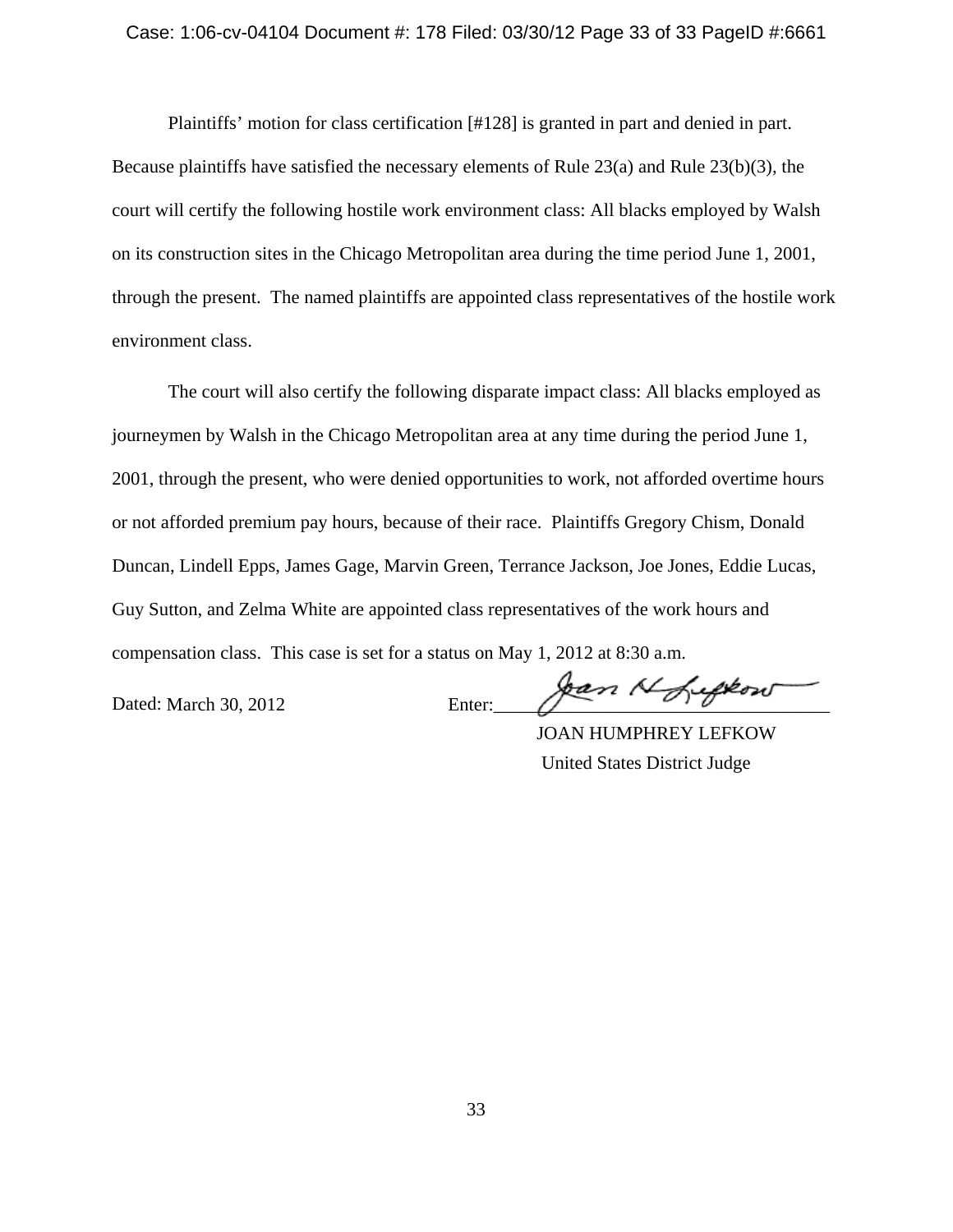Plaintiffs' motion for class certification [#128] is granted in part and denied in part. Because plaintiffs have satisfied the necessary elements of Rule 23(a) and Rule 23(b)(3), the court will certify the following hostile work environment class: All blacks employed by Walsh on its construction sites in the Chicago Metropolitan area during the time period June 1, 2001, through the present. The named plaintiffs are appointed class representatives of the hostile work environment class.

The court will also certify the following disparate impact class: All blacks employed as journeymen by Walsh in the Chicago Metropolitan area at any time during the period June 1, 2001, through the present, who were denied opportunities to work, not afforded overtime hours or not afforded premium pay hours, because of their race. Plaintiffs Gregory Chism, Donald Duncan, Lindell Epps, James Gage, Marvin Green, Terrance Jackson, Joe Jones, Eddie Lucas, Guy Sutton, and Zelma White are appointed class representatives of the work hours and compensation class. This case is set for a status on May 1, 2012 at 8:30 a.m.

Dated: March 30, 2012 Enter:\_\_\_\_\_\_\_\_\_\_\_\_\_\_\_\_\_\_\_\_\_\_\_\_\_\_\_\_\_\_\_\_

JOAN HUMPHREY LEFKOW
United States District Judge